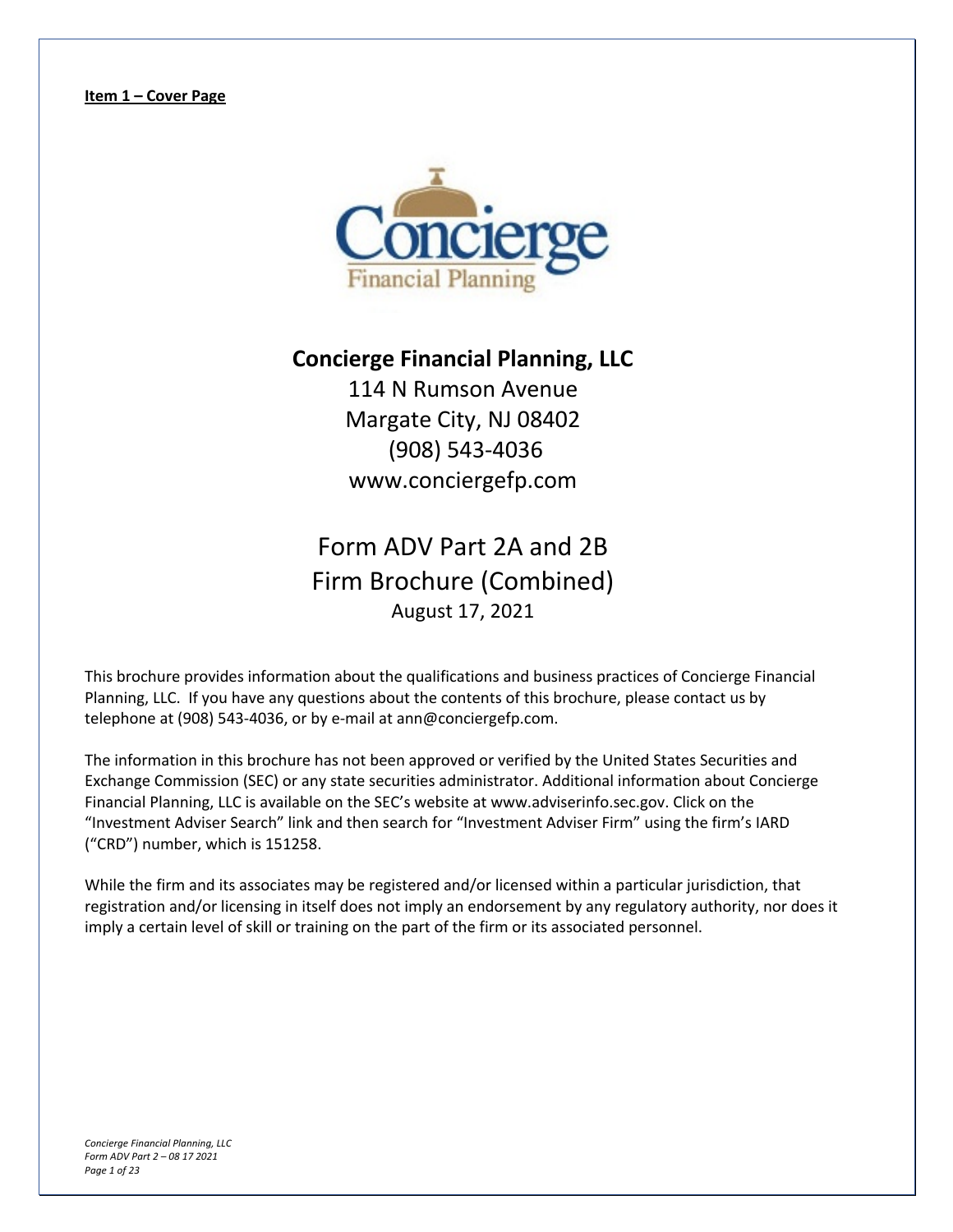**Item 1 – Cover Page**

# Concierge Financial Planning, LLC

114 N Rumson Avenue
Margate City, NJ 08402
(908) 543-4036
www.conciergefp.com

## Form ADV Part 2A and 2B
## Firm Brochure (Combined)

August 17, 2021

This brochure provides information about the qualifications and business practices of Concierge Financial Planning, LLC. If you have any questions about the contents of this brochure, please contact us by telephone at (908) 543-4036, or by e-mail at ann@conciergefp.com.

The information in this brochure has not been approved or verified by the United States Securities and Exchange Commission (SEC) or any state securities administrator. Additional information about Concierge Financial Planning, LLC is available on the SEC's website at www.adviserinfo.sec.gov. Click on the "Investment Adviser Search" link and then search for "Investment Adviser Firm" using the firm's IARD ("CRD") number, which is 151258.

While the firm and its associates may be registered and/or licensed within a particular jurisdiction, that registration and/or licensing in itself does not imply an endorsement by any regulatory authority, nor does it imply a certain level of skill or training on the part of the firm or its associated personnel.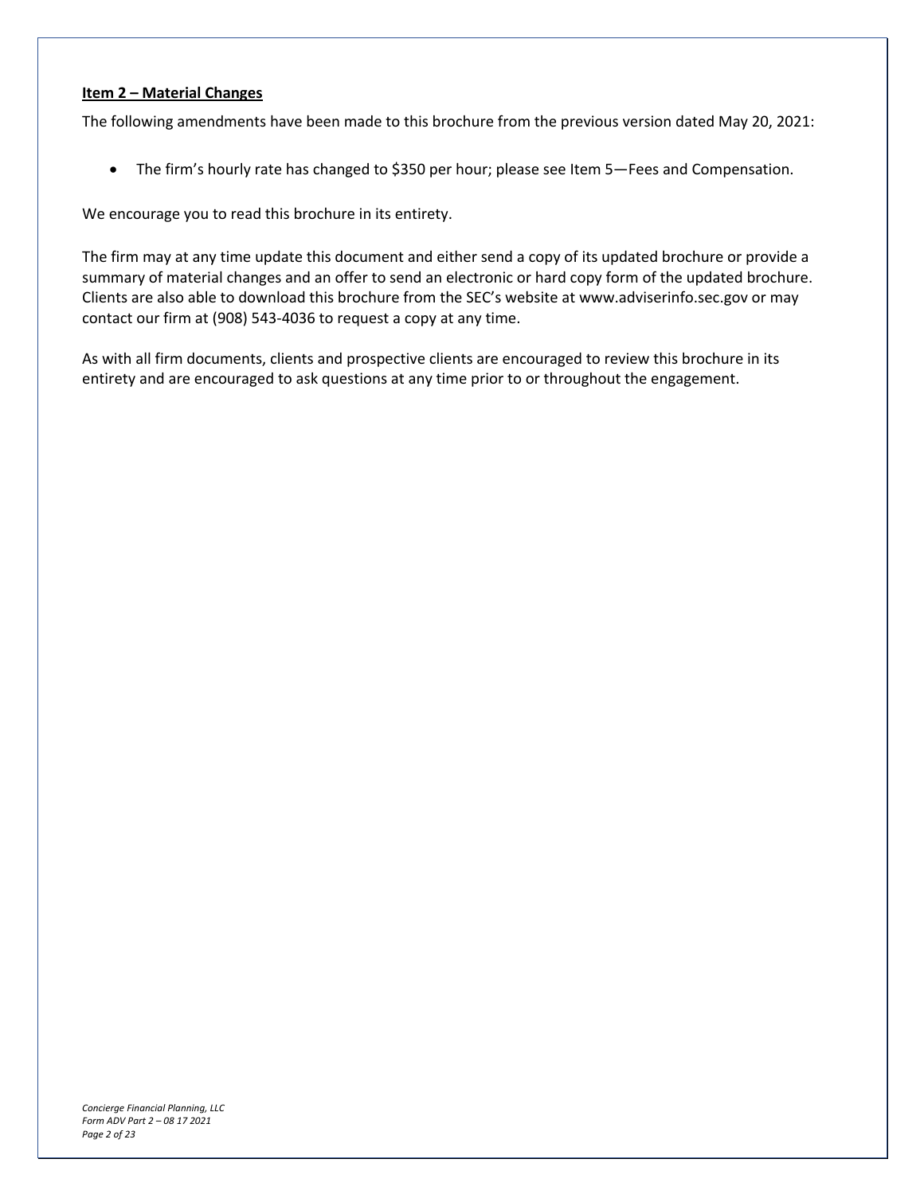## Item 2 – Material Changes

The following amendments have been made to this brochure from the previous version dated May 20, 2021:

- The firm's hourly rate has changed to $350 per hour; please see Item 5—Fees and Compensation.

We encourage you to read this brochure in its entirety.

The firm may at any time update this document and either send a copy of its updated brochure or provide a summary of material changes and an offer to send an electronic or hard copy form of the updated brochure. Clients are also able to download this brochure from the SEC's website at www.adviserinfo.sec.gov or may contact our firm at (908) 543-4036 to request a copy at any time.

As with all firm documents, clients and prospective clients are encouraged to review this brochure in its entirety and are encouraged to ask questions at any time prior to or throughout the engagement.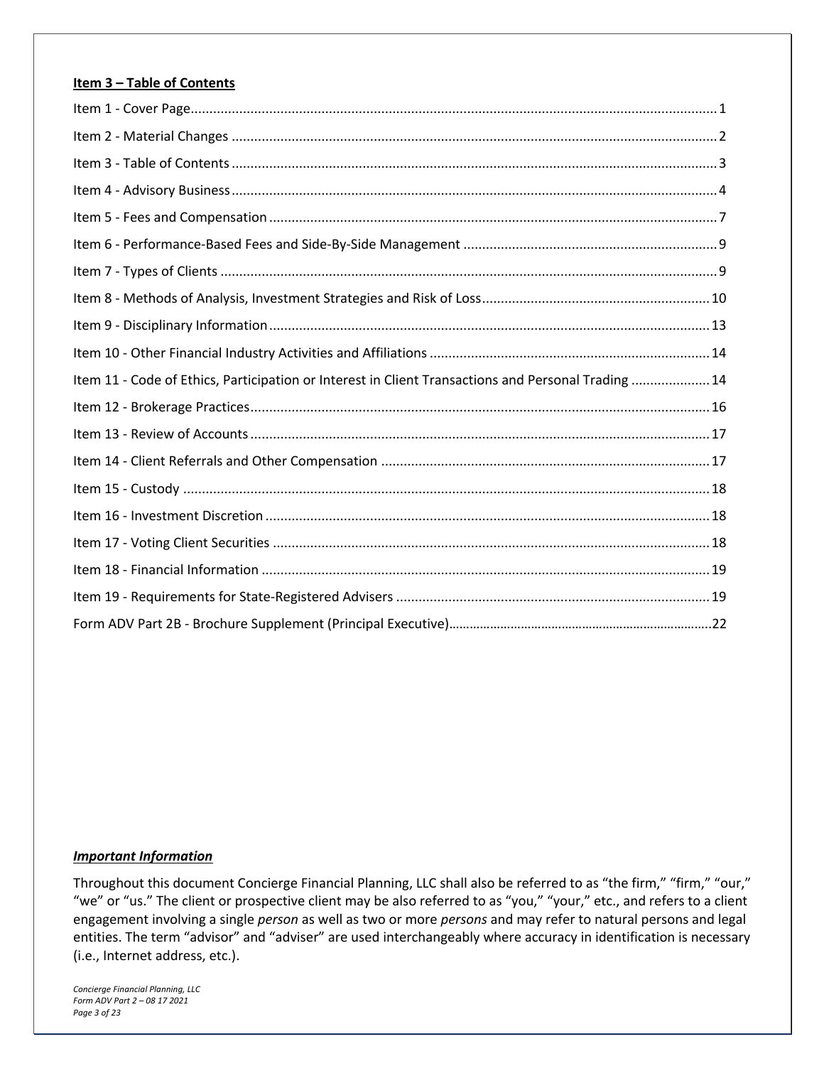## Item 3 – Table of Contents

| | |
|---|---|
| Item 1 - Cover Page | 1 |
| Item 2 - Material Changes | 2 |
| Item 3 - Table of Contents | 3 |
| Item 4 - Advisory Business | 4 |
| Item 5 - Fees and Compensation | 7 |
| Item 6 - Performance-Based Fees and Side-By-Side Management | 9 |
| Item 7 - Types of Clients | 9 |
| Item 8 - Methods of Analysis, Investment Strategies and Risk of Loss | 10 |
| Item 9 - Disciplinary Information | 13 |
| Item 10 - Other Financial Industry Activities and Affiliations | 14 |
| Item 11 - Code of Ethics, Participation or Interest in Client Transactions and Personal Trading | 14 |
| Item 12 - Brokerage Practices | 16 |
| Item 13 - Review of Accounts | 17 |
| Item 14 - Client Referrals and Other Compensation | 17 |
| Item 15 - Custody | 18 |
| Item 16 - Investment Discretion | 18 |
| Item 17 - Voting Client Securities | 18 |
| Item 18 - Financial Information | 19 |
| Item 19 - Requirements for State-Registered Advisers | 19 |
| Form ADV Part 2B - Brochure Supplement (Principal Executive) | 22 |

***Important Information***

Throughout this document Concierge Financial Planning, LLC shall also be referred to as "the firm," "firm," "our," "we" or "us." The client or prospective client may be also referred to as "you," "your," etc., and refers to a client engagement involving a single *person* as well as two or more *persons* and may refer to natural persons and legal entities. The term "advisor" and "adviser" are used interchangeably where accuracy in identification is necessary (i.e., Internet address, etc.).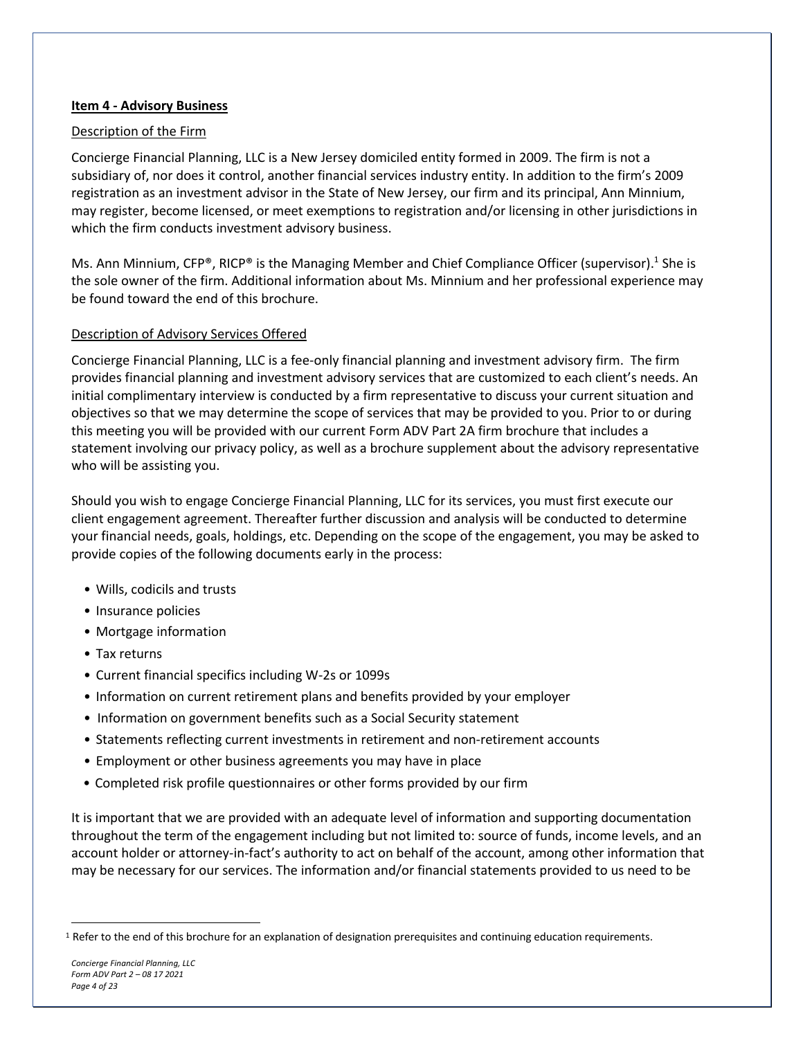**Item 4 - Advisory Business**

Description of the Firm

Concierge Financial Planning, LLC is a New Jersey domiciled entity formed in 2009. The firm is not a subsidiary of, nor does it control, another financial services industry entity. In addition to the firm's 2009 registration as an investment advisor in the State of New Jersey, our firm and its principal, Ann Minnium, may register, become licensed, or meet exemptions to registration and/or licensing in other jurisdictions in which the firm conducts investment advisory business.

Ms. Ann Minnium, CFP®, RICP® is the Managing Member and Chief Compliance Officer (supervisor).[1] She is the sole owner of the firm. Additional information about Ms. Minnium and her professional experience may be found toward the end of this brochure.

Description of Advisory Services Offered

Concierge Financial Planning, LLC is a fee-only financial planning and investment advisory firm. The firm provides financial planning and investment advisory services that are customized to each client's needs. An initial complimentary interview is conducted by a firm representative to discuss your current situation and objectives so that we may determine the scope of services that may be provided to you. Prior to or during this meeting you will be provided with our current Form ADV Part 2A firm brochure that includes a statement involving our privacy policy, as well as a brochure supplement about the advisory representative who will be assisting you.

Should you wish to engage Concierge Financial Planning, LLC for its services, you must first execute our client engagement agreement. Thereafter further discussion and analysis will be conducted to determine your financial needs, goals, holdings, etc. Depending on the scope of the engagement, you may be asked to provide copies of the following documents early in the process:

- Wills, codicils and trusts
- Insurance policies
- Mortgage information
- Tax returns
- Current financial specifics including W-2s or 1099s
- Information on current retirement plans and benefits provided by your employer
- Information on government benefits such as a Social Security statement
- Statements reflecting current investments in retirement and non-retirement accounts
- Employment or other business agreements you may have in place
- Completed risk profile questionnaires or other forms provided by our firm

It is important that we are provided with an adequate level of information and supporting documentation throughout the term of the engagement including but not limited to: source of funds, income levels, and an account holder or attorney-in-fact's authority to act on behalf of the account, among other information that may be necessary for our services. The information and/or financial statements provided to us need to be

[1] Refer to the end of this brochure for an explanation of designation prerequisites and continuing education requirements.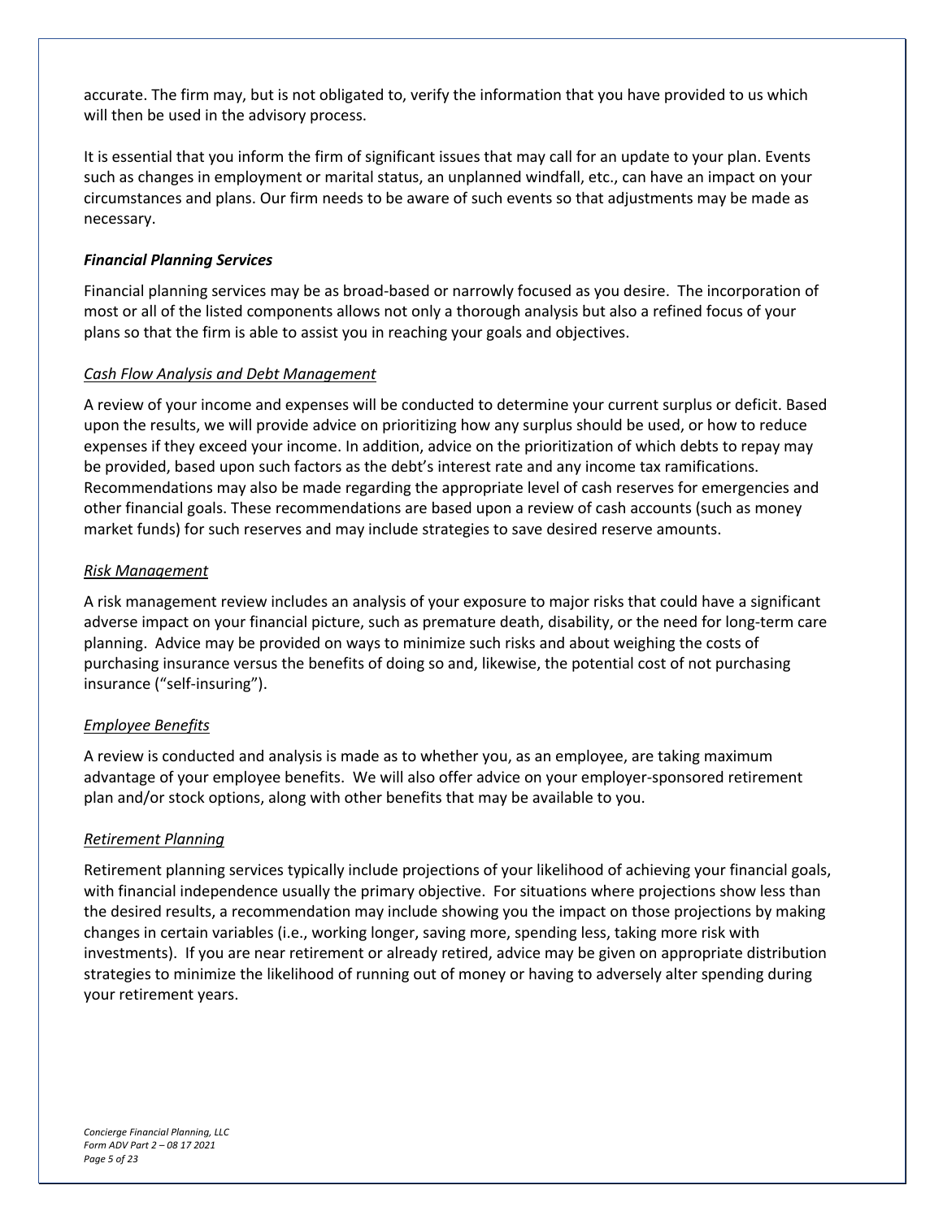accurate. The firm may, but is not obligated to, verify the information that you have provided to us which will then be used in the advisory process.

It is essential that you inform the firm of significant issues that may call for an update to your plan. Events such as changes in employment or marital status, an unplanned windfall, etc., can have an impact on your circumstances and plans. Our firm needs to be aware of such events so that adjustments may be made as necessary.

### ***Financial Planning Services***

Financial planning services may be as broad-based or narrowly focused as you desire. The incorporation of most or all of the listed components allows not only a thorough analysis but also a refined focus of your plans so that the firm is able to assist you in reaching your goals and objectives.

#### *Cash Flow Analysis and Debt Management*

A review of your income and expenses will be conducted to determine your current surplus or deficit. Based upon the results, we will provide advice on prioritizing how any surplus should be used, or how to reduce expenses if they exceed your income. In addition, advice on the prioritization of which debts to repay may be provided, based upon such factors as the debt's interest rate and any income tax ramifications. Recommendations may also be made regarding the appropriate level of cash reserves for emergencies and other financial goals. These recommendations are based upon a review of cash accounts (such as money market funds) for such reserves and may include strategies to save desired reserve amounts.

#### *Risk Management*

A risk management review includes an analysis of your exposure to major risks that could have a significant adverse impact on your financial picture, such as premature death, disability, or the need for long-term care planning. Advice may be provided on ways to minimize such risks and about weighing the costs of purchasing insurance versus the benefits of doing so and, likewise, the potential cost of not purchasing insurance ("self-insuring").

#### *Employee Benefits*

A review is conducted and analysis is made as to whether you, as an employee, are taking maximum advantage of your employee benefits. We will also offer advice on your employer-sponsored retirement plan and/or stock options, along with other benefits that may be available to you.

#### *Retirement Planning*

Retirement planning services typically include projections of your likelihood of achieving your financial goals, with financial independence usually the primary objective. For situations where projections show less than the desired results, a recommendation may include showing you the impact on those projections by making changes in certain variables (i.e., working longer, saving more, spending less, taking more risk with investments). If you are near retirement or already retired, advice may be given on appropriate distribution strategies to minimize the likelihood of running out of money or having to adversely alter spending during your retirement years.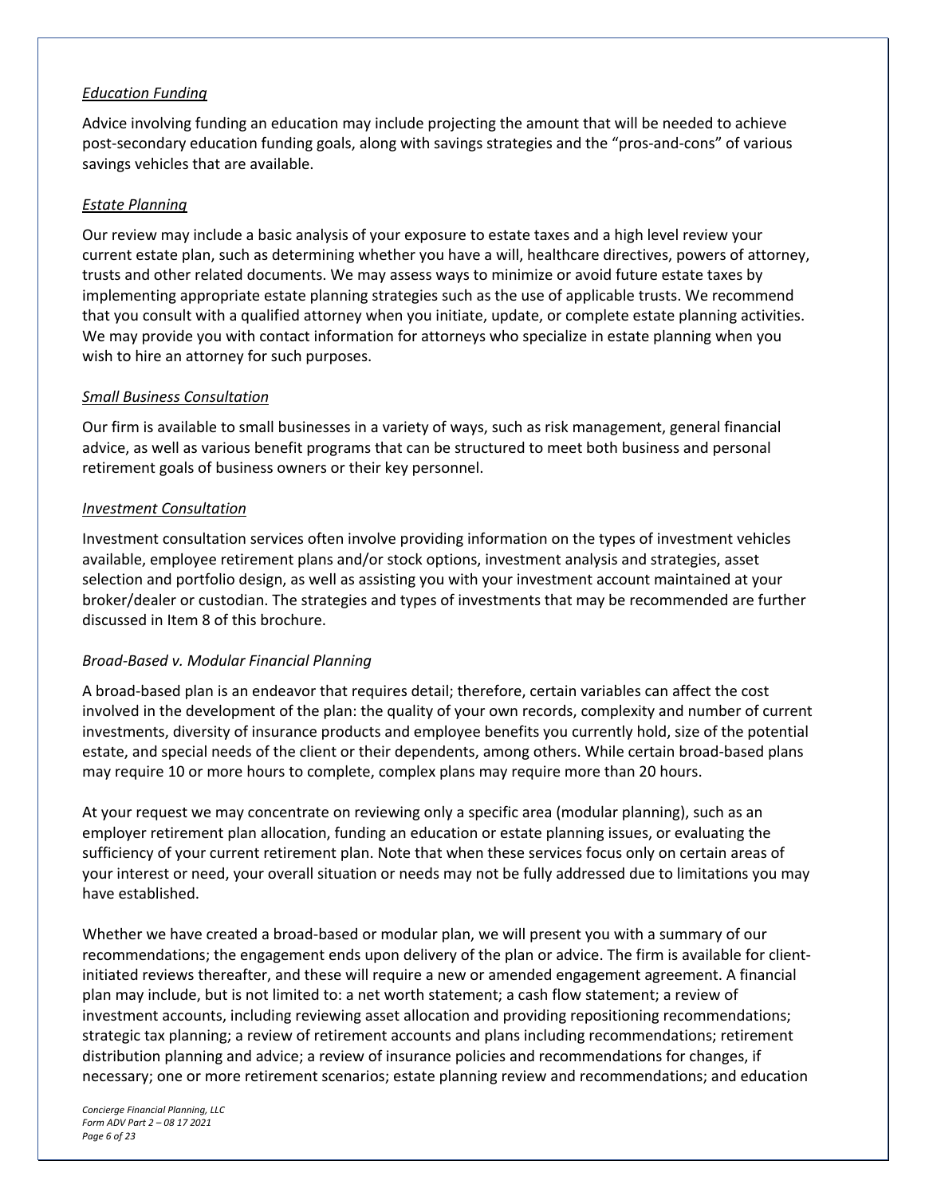*Education Funding*

Advice involving funding an education may include projecting the amount that will be needed to achieve post-secondary education funding goals, along with savings strategies and the "pros-and-cons" of various savings vehicles that are available.

*Estate Planning*

Our review may include a basic analysis of your exposure to estate taxes and a high level review your current estate plan, such as determining whether you have a will, healthcare directives, powers of attorney, trusts and other related documents. We may assess ways to minimize or avoid future estate taxes by implementing appropriate estate planning strategies such as the use of applicable trusts. We recommend that you consult with a qualified attorney when you initiate, update, or complete estate planning activities. We may provide you with contact information for attorneys who specialize in estate planning when you wish to hire an attorney for such purposes.

*Small Business Consultation*

Our firm is available to small businesses in a variety of ways, such as risk management, general financial advice, as well as various benefit programs that can be structured to meet both business and personal retirement goals of business owners or their key personnel.

*Investment Consultation*

Investment consultation services often involve providing information on the types of investment vehicles available, employee retirement plans and/or stock options, investment analysis and strategies, asset selection and portfolio design, as well as assisting you with your investment account maintained at your broker/dealer or custodian. The strategies and types of investments that may be recommended are further discussed in Item 8 of this brochure.

*Broad-Based v. Modular Financial Planning*

A broad-based plan is an endeavor that requires detail; therefore, certain variables can affect the cost involved in the development of the plan: the quality of your own records, complexity and number of current investments, diversity of insurance products and employee benefits you currently hold, size of the potential estate, and special needs of the client or their dependents, among others. While certain broad-based plans may require 10 or more hours to complete, complex plans may require more than 20 hours.

At your request we may concentrate on reviewing only a specific area (modular planning), such as an employer retirement plan allocation, funding an education or estate planning issues, or evaluating the sufficiency of your current retirement plan. Note that when these services focus only on certain areas of your interest or need, your overall situation or needs may not be fully addressed due to limitations you may have established.

Whether we have created a broad-based or modular plan, we will present you with a summary of our recommendations; the engagement ends upon delivery of the plan or advice. The firm is available for client-initiated reviews thereafter, and these will require a new or amended engagement agreement. A financial plan may include, but is not limited to: a net worth statement; a cash flow statement; a review of investment accounts, including reviewing asset allocation and providing repositioning recommendations; strategic tax planning; a review of retirement accounts and plans including recommendations; retirement distribution planning and advice; a review of insurance policies and recommendations for changes, if necessary; one or more retirement scenarios; estate planning review and recommendations; and education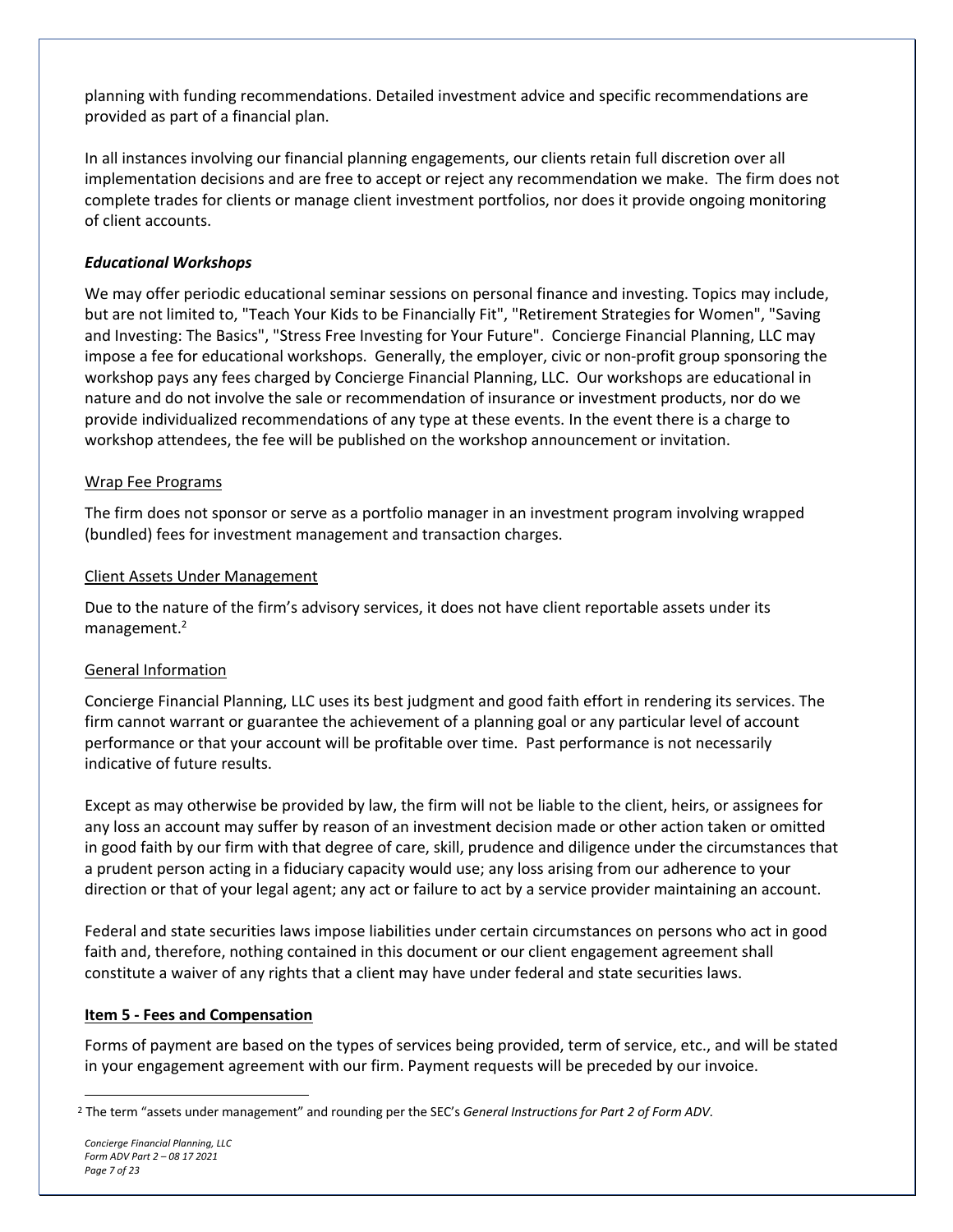planning with funding recommendations. Detailed investment advice and specific recommendations are provided as part of a financial plan.

In all instances involving our financial planning engagements, our clients retain full discretion over all implementation decisions and are free to accept or reject any recommendation we make. The firm does not complete trades for clients or manage client investment portfolios, nor does it provide ongoing monitoring of client accounts.

***Educational Workshops***

We may offer periodic educational seminar sessions on personal finance and investing. Topics may include, but are not limited to, "Teach Your Kids to be Financially Fit", "Retirement Strategies for Women", "Saving and Investing: The Basics", "Stress Free Investing for Your Future". Concierge Financial Planning, LLC may impose a fee for educational workshops. Generally, the employer, civic or non-profit group sponsoring the workshop pays any fees charged by Concierge Financial Planning, LLC. Our workshops are educational in nature and do not involve the sale or recommendation of insurance or investment products, nor do we provide individualized recommendations of any type at these events. In the event there is a charge to workshop attendees, the fee will be published on the workshop announcement or invitation.

<u>Wrap Fee Programs</u>

The firm does not sponsor or serve as a portfolio manager in an investment program involving wrapped (bundled) fees for investment management and transaction charges.

<u>Client Assets Under Management</u>

Due to the nature of the firm's advisory services, it does not have client reportable assets under its management.[2]

<u>General Information</u>

Concierge Financial Planning, LLC uses its best judgment and good faith effort in rendering its services. The firm cannot warrant or guarantee the achievement of a planning goal or any particular level of account performance or that your account will be profitable over time. Past performance is not necessarily indicative of future results.

Except as may otherwise be provided by law, the firm will not be liable to the client, heirs, or assignees for any loss an account may suffer by reason of an investment decision made or other action taken or omitted in good faith by our firm with that degree of care, skill, prudence and diligence under the circumstances that a prudent person acting in a fiduciary capacity would use; any loss arising from our adherence to your direction or that of your legal agent; any act or failure to act by a service provider maintaining an account.

Federal and state securities laws impose liabilities under certain circumstances on persons who act in good faith and, therefore, nothing contained in this document or our client engagement agreement shall constitute a waiver of any rights that a client may have under federal and state securities laws.

## **<u>Item 5 - Fees and Compensation</u>**

Forms of payment are based on the types of services being provided, term of service, etc., and will be stated in your engagement agreement with our firm. Payment requests will be preceded by our invoice.

[2] The term "assets under management" and rounding per the SEC's *General Instructions for Part 2 of Form ADV*.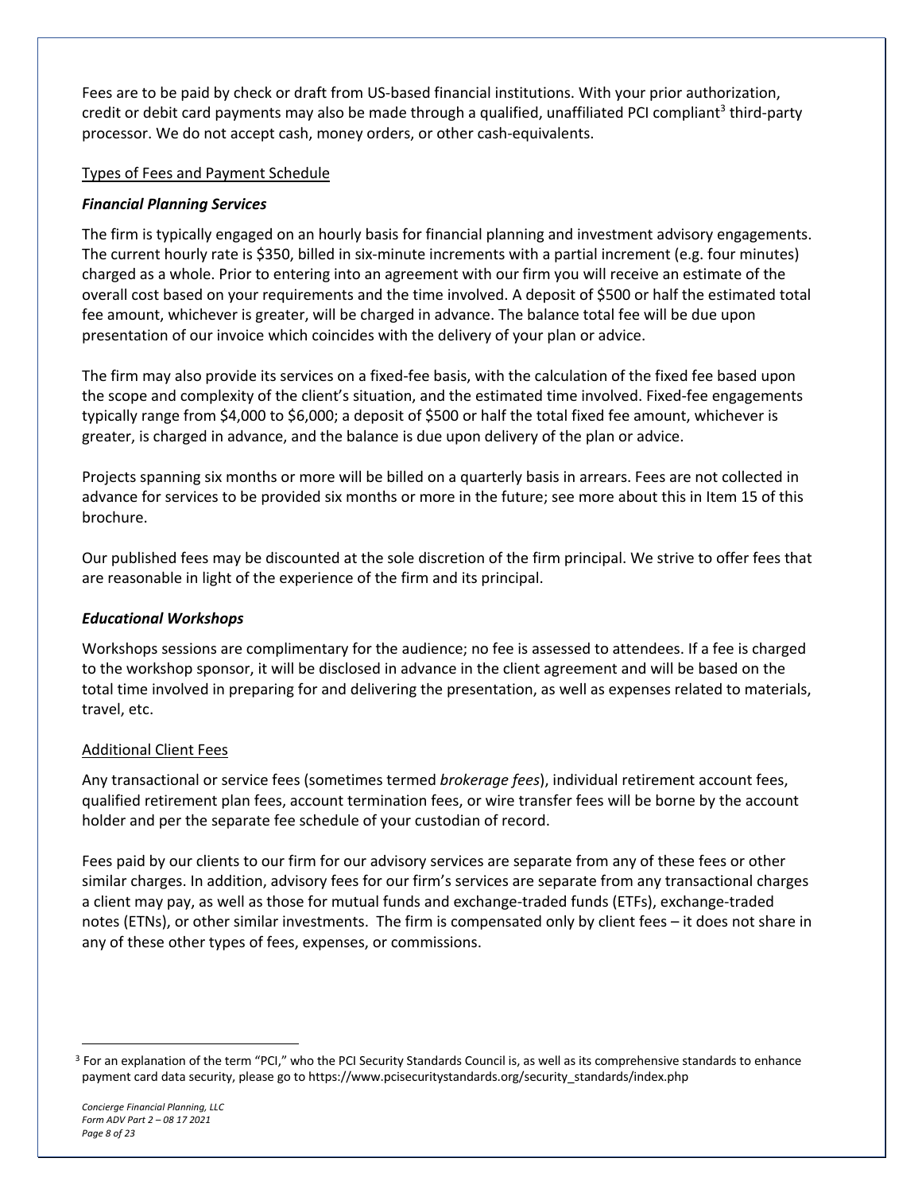Fees are to be paid by check or draft from US-based financial institutions. With your prior authorization, credit or debit card payments may also be made through a qualified, unaffiliated PCI compliant[3] third-party processor. We do not accept cash, money orders, or other cash-equivalents.

Types of Fees and Payment Schedule

***Financial Planning Services***

The firm is typically engaged on an hourly basis for financial planning and investment advisory engagements. The current hourly rate is $350, billed in six-minute increments with a partial increment (e.g. four minutes) charged as a whole. Prior to entering into an agreement with our firm you will receive an estimate of the overall cost based on your requirements and the time involved. A deposit of $500 or half the estimated total fee amount, whichever is greater, will be charged in advance. The balance total fee will be due upon presentation of our invoice which coincides with the delivery of your plan or advice.

The firm may also provide its services on a fixed-fee basis, with the calculation of the fixed fee based upon the scope and complexity of the client's situation, and the estimated time involved. Fixed-fee engagements typically range from $4,000 to $6,000; a deposit of $500 or half the total fixed fee amount, whichever is greater, is charged in advance, and the balance is due upon delivery of the plan or advice.

Projects spanning six months or more will be billed on a quarterly basis in arrears. Fees are not collected in advance for services to be provided six months or more in the future; see more about this in Item 15 of this brochure.

Our published fees may be discounted at the sole discretion of the firm principal. We strive to offer fees that are reasonable in light of the experience of the firm and its principal.

***Educational Workshops***

Workshops sessions are complimentary for the audience; no fee is assessed to attendees. If a fee is charged to the workshop sponsor, it will be disclosed in advance in the client agreement and will be based on the total time involved in preparing for and delivering the presentation, as well as expenses related to materials, travel, etc.

Additional Client Fees

Any transactional or service fees (sometimes termed *brokerage fees*), individual retirement account fees, qualified retirement plan fees, account termination fees, or wire transfer fees will be borne by the account holder and per the separate fee schedule of your custodian of record.

Fees paid by our clients to our firm for our advisory services are separate from any of these fees or other similar charges. In addition, advisory fees for our firm's services are separate from any transactional charges a client may pay, as well as those for mutual funds and exchange-traded funds (ETFs), exchange-traded notes (ETNs), or other similar investments. The firm is compensated only by client fees – it does not share in any of these other types of fees, expenses, or commissions.

---

[3] For an explanation of the term "PCI," who the PCI Security Standards Council is, as well as its comprehensive standards to enhance payment card data security, please go to https://www.pcisecuritystandards.org/security_standards/index.php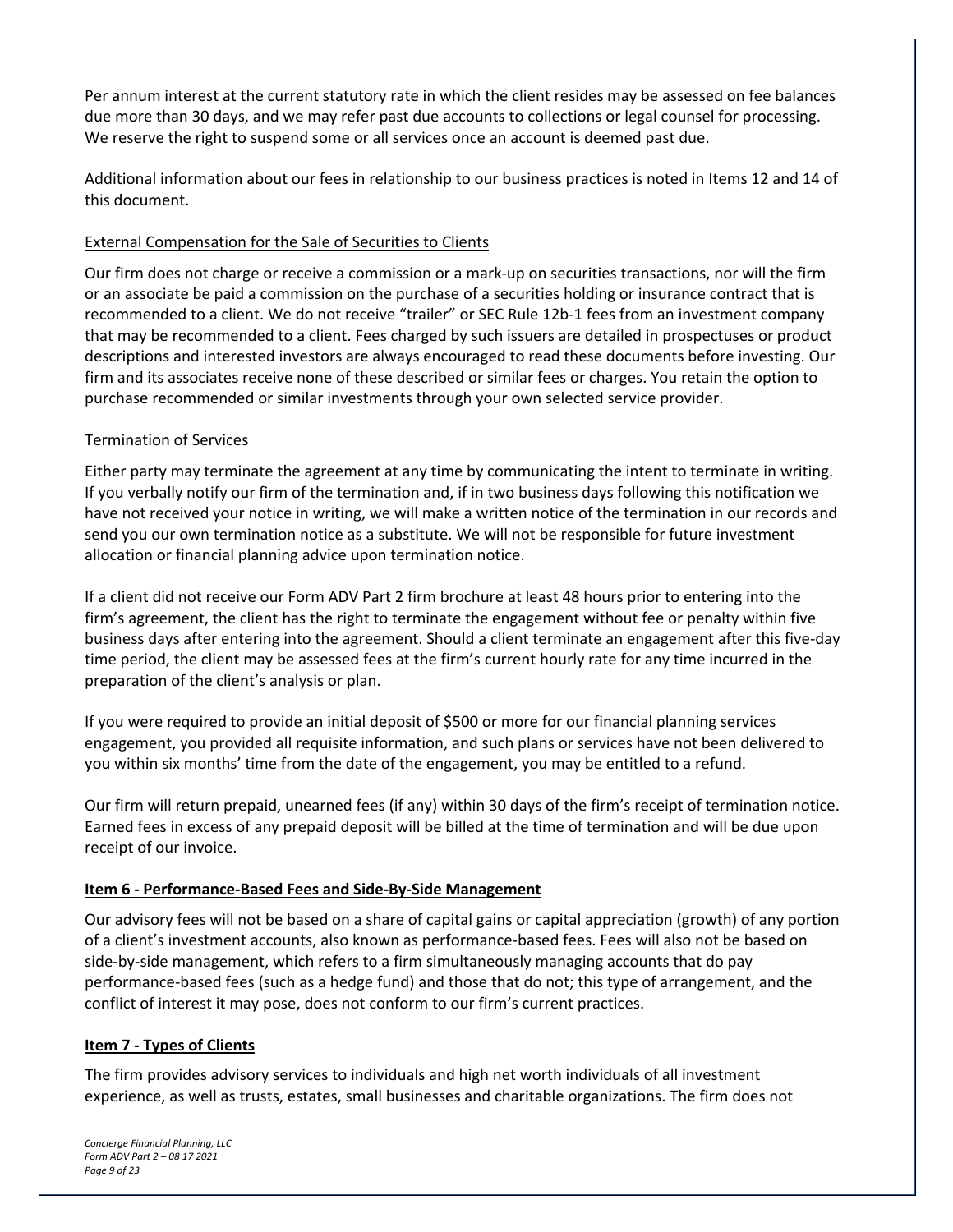Per annum interest at the current statutory rate in which the client resides may be assessed on fee balances due more than 30 days, and we may refer past due accounts to collections or legal counsel for processing. We reserve the right to suspend some or all services once an account is deemed past due.

Additional information about our fees in relationship to our business practices is noted in Items 12 and 14 of this document.

External Compensation for the Sale of Securities to Clients

Our firm does not charge or receive a commission or a mark-up on securities transactions, nor will the firm or an associate be paid a commission on the purchase of a securities holding or insurance contract that is recommended to a client. We do not receive "trailer" or SEC Rule 12b-1 fees from an investment company that may be recommended to a client. Fees charged by such issuers are detailed in prospectuses or product descriptions and interested investors are always encouraged to read these documents before investing. Our firm and its associates receive none of these described or similar fees or charges. You retain the option to purchase recommended or similar investments through your own selected service provider.

Termination of Services

Either party may terminate the agreement at any time by communicating the intent to terminate in writing. If you verbally notify our firm of the termination and, if in two business days following this notification we have not received your notice in writing, we will make a written notice of the termination in our records and send you our own termination notice as a substitute. We will not be responsible for future investment allocation or financial planning advice upon termination notice.

If a client did not receive our Form ADV Part 2 firm brochure at least 48 hours prior to entering into the firm's agreement, the client has the right to terminate the engagement without fee or penalty within five business days after entering into the agreement. Should a client terminate an engagement after this five-day time period, the client may be assessed fees at the firm's current hourly rate for any time incurred in the preparation of the client's analysis or plan.

If you were required to provide an initial deposit of $500 or more for our financial planning services engagement, you provided all requisite information, and such plans or services have not been delivered to you within six months' time from the date of the engagement, you may be entitled to a refund.

Our firm will return prepaid, unearned fees (if any) within 30 days of the firm's receipt of termination notice. Earned fees in excess of any prepaid deposit will be billed at the time of termination and will be due upon receipt of our invoice.

## Item 6 - Performance-Based Fees and Side-By-Side Management

Our advisory fees will not be based on a share of capital gains or capital appreciation (growth) of any portion of a client's investment accounts, also known as performance-based fees. Fees will also not be based on side-by-side management, which refers to a firm simultaneously managing accounts that do pay performance-based fees (such as a hedge fund) and those that do not; this type of arrangement, and the conflict of interest it may pose, does not conform to our firm's current practices.

## Item 7 - Types of Clients

The firm provides advisory services to individuals and high net worth individuals of all investment experience, as well as trusts, estates, small businesses and charitable organizations. The firm does not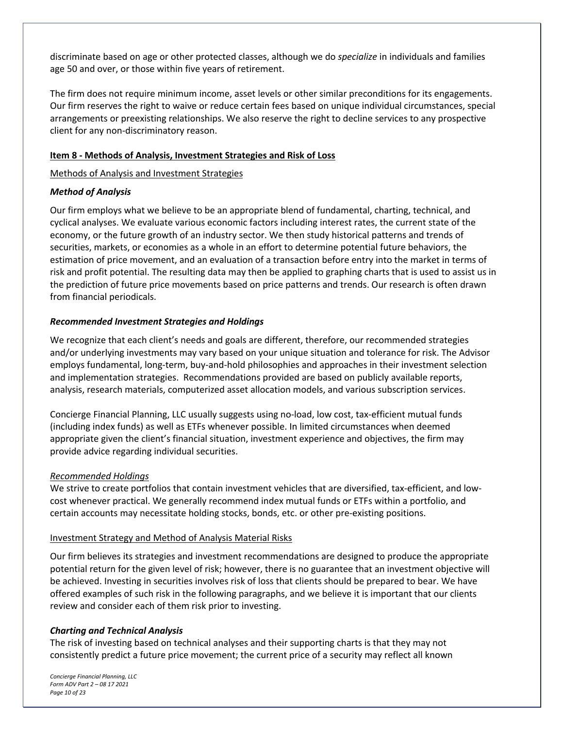discriminate based on age or other protected classes, although we do *specialize* in individuals and families age 50 and over, or those within five years of retirement.

The firm does not require minimum income, asset levels or other similar preconditions for its engagements. Our firm reserves the right to waive or reduce certain fees based on unique individual circumstances, special arrangements or preexisting relationships. We also reserve the right to decline services to any prospective client for any non-discriminatory reason.

## Item 8 - Methods of Analysis, Investment Strategies and Risk of Loss

### Methods of Analysis and Investment Strategies

#### *Method of Analysis*

Our firm employs what we believe to be an appropriate blend of fundamental, charting, technical, and cyclical analyses. We evaluate various economic factors including interest rates, the current state of the economy, or the future growth of an industry sector. We then study historical patterns and trends of securities, markets, or economies as a whole in an effort to determine potential future behaviors, the estimation of price movement, and an evaluation of a transaction before entry into the market in terms of risk and profit potential. The resulting data may then be applied to graphing charts that is used to assist us in the prediction of future price movements based on price patterns and trends. Our research is often drawn from financial periodicals.

#### *Recommended Investment Strategies and Holdings*

We recognize that each client's needs and goals are different, therefore, our recommended strategies and/or underlying investments may vary based on your unique situation and tolerance for risk. The Advisor employs fundamental, long-term, buy-and-hold philosophies and approaches in their investment selection and implementation strategies. Recommendations provided are based on publicly available reports, analysis, research materials, computerized asset allocation models, and various subscription services.

Concierge Financial Planning, LLC usually suggests using no-load, low cost, tax-efficient mutual funds (including index funds) as well as ETFs whenever possible. In limited circumstances when deemed appropriate given the client's financial situation, investment experience and objectives, the firm may provide advice regarding individual securities.

*Recommended Holdings*

We strive to create portfolios that contain investment vehicles that are diversified, tax-efficient, and low-cost whenever practical. We generally recommend index mutual funds or ETFs within a portfolio, and certain accounts may necessitate holding stocks, bonds, etc. or other pre-existing positions.

### Investment Strategy and Method of Analysis Material Risks

Our firm believes its strategies and investment recommendations are designed to produce the appropriate potential return for the given level of risk; however, there is no guarantee that an investment objective will be achieved. Investing in securities involves risk of loss that clients should be prepared to bear. We have offered examples of such risk in the following paragraphs, and we believe it is important that our clients review and consider each of them risk prior to investing.

#### *Charting and Technical Analysis*

The risk of investing based on technical analyses and their supporting charts is that they may not consistently predict a future price movement; the current price of a security may reflect all known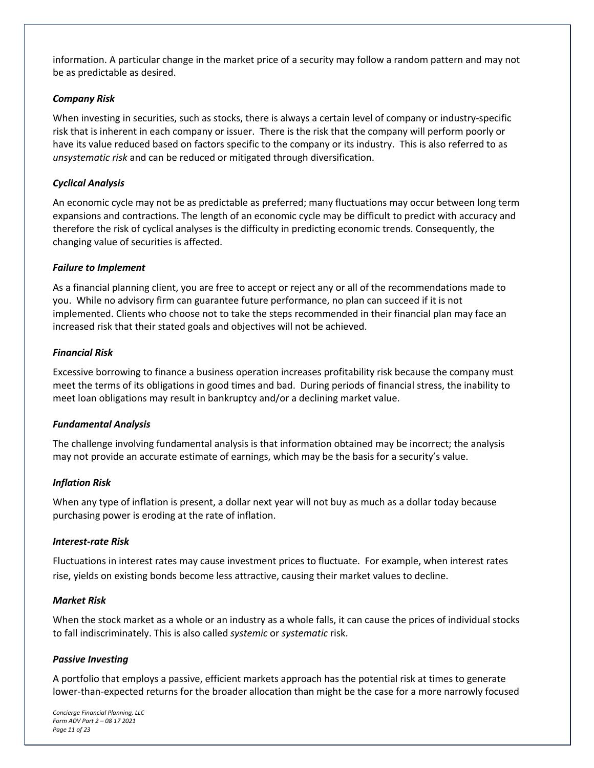information. A particular change in the market price of a security may follow a random pattern and may not be as predictable as desired.

***Company Risk***

When investing in securities, such as stocks, there is always a certain level of company or industry-specific risk that is inherent in each company or issuer. There is the risk that the company will perform poorly or have its value reduced based on factors specific to the company or its industry. This is also referred to as *unsystematic risk* and can be reduced or mitigated through diversification.

***Cyclical Analysis***

An economic cycle may not be as predictable as preferred; many fluctuations may occur between long term expansions and contractions. The length of an economic cycle may be difficult to predict with accuracy and therefore the risk of cyclical analyses is the difficulty in predicting economic trends. Consequently, the changing value of securities is affected.

***Failure to Implement***

As a financial planning client, you are free to accept or reject any or all of the recommendations made to you. While no advisory firm can guarantee future performance, no plan can succeed if it is not implemented. Clients who choose not to take the steps recommended in their financial plan may face an increased risk that their stated goals and objectives will not be achieved.

***Financial Risk***

Excessive borrowing to finance a business operation increases profitability risk because the company must meet the terms of its obligations in good times and bad. During periods of financial stress, the inability to meet loan obligations may result in bankruptcy and/or a declining market value.

***Fundamental Analysis***

The challenge involving fundamental analysis is that information obtained may be incorrect; the analysis may not provide an accurate estimate of earnings, which may be the basis for a security's value.

***Inflation Risk***

When any type of inflation is present, a dollar next year will not buy as much as a dollar today because purchasing power is eroding at the rate of inflation.

***Interest-rate Risk***

Fluctuations in interest rates may cause investment prices to fluctuate. For example, when interest rates rise, yields on existing bonds become less attractive, causing their market values to decline.

***Market Risk***

When the stock market as a whole or an industry as a whole falls, it can cause the prices of individual stocks to fall indiscriminately. This is also called *systemic* or *systematic* risk.

***Passive Investing***

A portfolio that employs a passive, efficient markets approach has the potential risk at times to generate lower-than-expected returns for the broader allocation than might be the case for a more narrowly focused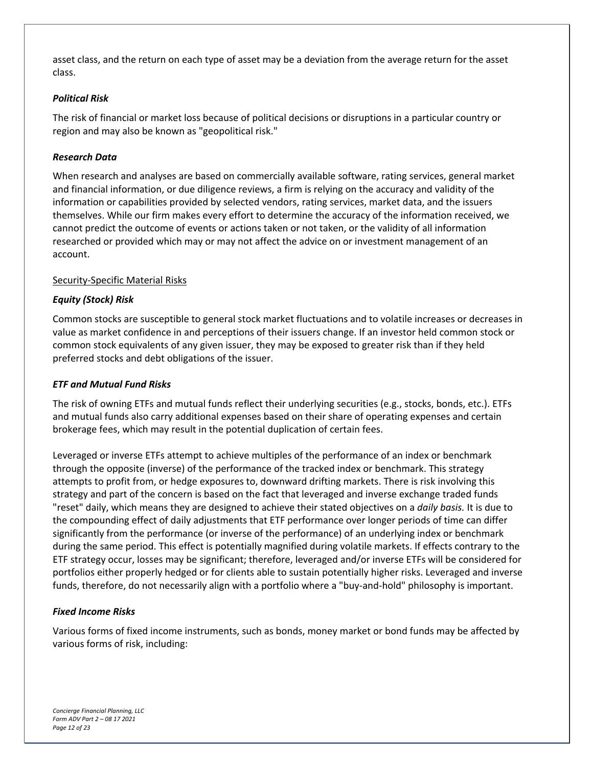asset class, and the return on each type of asset may be a deviation from the average return for the asset class.

***Political Risk***

The risk of financial or market loss because of political decisions or disruptions in a particular country or region and may also be known as "geopolitical risk."

***Research Data***

When research and analyses are based on commercially available software, rating services, general market and financial information, or due diligence reviews, a firm is relying on the accuracy and validity of the information or capabilities provided by selected vendors, rating services, market data, and the issuers themselves. While our firm makes every effort to determine the accuracy of the information received, we cannot predict the outcome of events or actions taken or not taken, or the validity of all information researched or provided which may or may not affect the advice on or investment management of an account.

Security-Specific Material Risks

***Equity (Stock) Risk***

Common stocks are susceptible to general stock market fluctuations and to volatile increases or decreases in value as market confidence in and perceptions of their issuers change. If an investor held common stock or common stock equivalents of any given issuer, they may be exposed to greater risk than if they held preferred stocks and debt obligations of the issuer.

***ETF and Mutual Fund Risks***

The risk of owning ETFs and mutual funds reflect their underlying securities (e.g., stocks, bonds, etc.). ETFs and mutual funds also carry additional expenses based on their share of operating expenses and certain brokerage fees, which may result in the potential duplication of certain fees.

Leveraged or inverse ETFs attempt to achieve multiples of the performance of an index or benchmark through the opposite (inverse) of the performance of the tracked index or benchmark. This strategy attempts to profit from, or hedge exposures to, downward drifting markets. There is risk involving this strategy and part of the concern is based on the fact that leveraged and inverse exchange traded funds "reset" daily, which means they are designed to achieve their stated objectives on a *daily basis.* It is due to the compounding effect of daily adjustments that ETF performance over longer periods of time can differ significantly from the performance (or inverse of the performance) of an underlying index or benchmark during the same period. This effect is potentially magnified during volatile markets. If effects contrary to the ETF strategy occur, losses may be significant; therefore, leveraged and/or inverse ETFs will be considered for portfolios either properly hedged or for clients able to sustain potentially higher risks. Leveraged and inverse funds, therefore, do not necessarily align with a portfolio where a "buy-and-hold" philosophy is important.

***Fixed Income Risks***

Various forms of fixed income instruments, such as bonds, money market or bond funds may be affected by various forms of risk, including: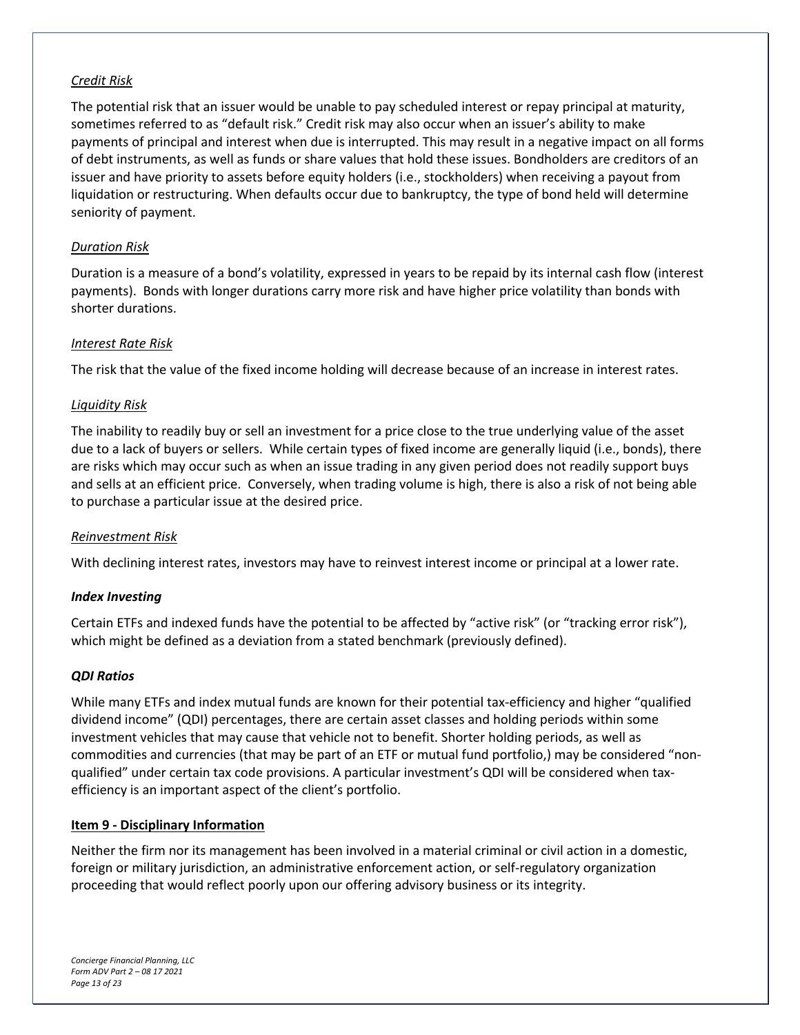*Credit Risk*

The potential risk that an issuer would be unable to pay scheduled interest or repay principal at maturity, sometimes referred to as "default risk." Credit risk may also occur when an issuer's ability to make payments of principal and interest when due is interrupted. This may result in a negative impact on all forms of debt instruments, as well as funds or share values that hold these issues. Bondholders are creditors of an issuer and have priority to assets before equity holders (i.e., stockholders) when receiving a payout from liquidation or restructuring. When defaults occur due to bankruptcy, the type of bond held will determine seniority of payment.

*Duration Risk*

Duration is a measure of a bond's volatility, expressed in years to be repaid by its internal cash flow (interest payments). Bonds with longer durations carry more risk and have higher price volatility than bonds with shorter durations.

*Interest Rate Risk*

The risk that the value of the fixed income holding will decrease because of an increase in interest rates.

*Liquidity Risk*

The inability to readily buy or sell an investment for a price close to the true underlying value of the asset due to a lack of buyers or sellers. While certain types of fixed income are generally liquid (i.e., bonds), there are risks which may occur such as when an issue trading in any given period does not readily support buys and sells at an efficient price. Conversely, when trading volume is high, there is also a risk of not being able to purchase a particular issue at the desired price.

*Reinvestment Risk*

With declining interest rates, investors may have to reinvest interest income or principal at a lower rate.

***Index Investing***

Certain ETFs and indexed funds have the potential to be affected by "active risk" (or "tracking error risk"), which might be defined as a deviation from a stated benchmark (previously defined).

***QDI Ratios***

While many ETFs and index mutual funds are known for their potential tax-efficiency and higher "qualified dividend income" (QDI) percentages, there are certain asset classes and holding periods within some investment vehicles that may cause that vehicle not to benefit. Shorter holding periods, as well as commodities and currencies (that may be part of an ETF or mutual fund portfolio,) may be considered "non-qualified" under certain tax code provisions. A particular investment's QDI will be considered when tax-efficiency is an important aspect of the client's portfolio.

## Item 9 - Disciplinary Information

Neither the firm nor its management has been involved in a material criminal or civil action in a domestic, foreign or military jurisdiction, an administrative enforcement action, or self-regulatory organization proceeding that would reflect poorly upon our offering advisory business or its integrity.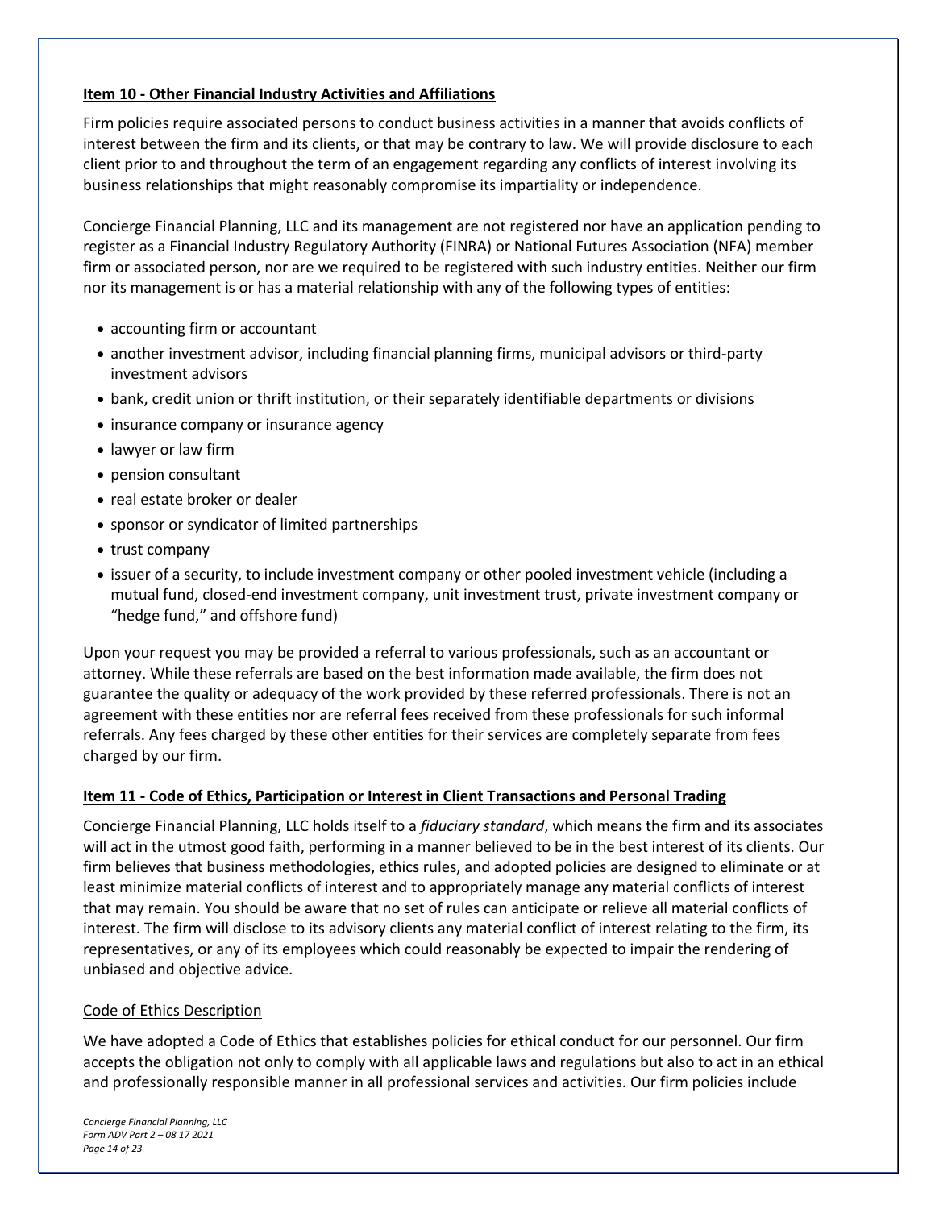## Item 10 - Other Financial Industry Activities and Affiliations

Firm policies require associated persons to conduct business activities in a manner that avoids conflicts of interest between the firm and its clients, or that may be contrary to law. We will provide disclosure to each client prior to and throughout the term of an engagement regarding any conflicts of interest involving its business relationships that might reasonably compromise its impartiality or independence.

Concierge Financial Planning, LLC and its management are not registered nor have an application pending to register as a Financial Industry Regulatory Authority (FINRA) or National Futures Association (NFA) member firm or associated person, nor are we required to be registered with such industry entities. Neither our firm nor its management is or has a material relationship with any of the following types of entities:

- accounting firm or accountant
- another investment advisor, including financial planning firms, municipal advisors or third-party investment advisors
- bank, credit union or thrift institution, or their separately identifiable departments or divisions
- insurance company or insurance agency
- lawyer or law firm
- pension consultant
- real estate broker or dealer
- sponsor or syndicator of limited partnerships
- trust company
- issuer of a security, to include investment company or other pooled investment vehicle (including a mutual fund, closed-end investment company, unit investment trust, private investment company or "hedge fund," and offshore fund)

Upon your request you may be provided a referral to various professionals, such as an accountant or attorney. While these referrals are based on the best information made available, the firm does not guarantee the quality or adequacy of the work provided by these referred professionals. There is not an agreement with these entities nor are referral fees received from these professionals for such informal referrals. Any fees charged by these other entities for their services are completely separate from fees charged by our firm.

## Item 11 - Code of Ethics, Participation or Interest in Client Transactions and Personal Trading

Concierge Financial Planning, LLC holds itself to a *fiduciary standard*, which means the firm and its associates will act in the utmost good faith, performing in a manner believed to be in the best interest of its clients. Our firm believes that business methodologies, ethics rules, and adopted policies are designed to eliminate or at least minimize material conflicts of interest and to appropriately manage any material conflicts of interest that may remain. You should be aware that no set of rules can anticipate or relieve all material conflicts of interest. The firm will disclose to its advisory clients any material conflict of interest relating to the firm, its representatives, or any of its employees which could reasonably be expected to impair the rendering of unbiased and objective advice.

### Code of Ethics Description

We have adopted a Code of Ethics that establishes policies for ethical conduct for our personnel. Our firm accepts the obligation not only to comply with all applicable laws and regulations but also to act in an ethical and professionally responsible manner in all professional services and activities. Our firm policies include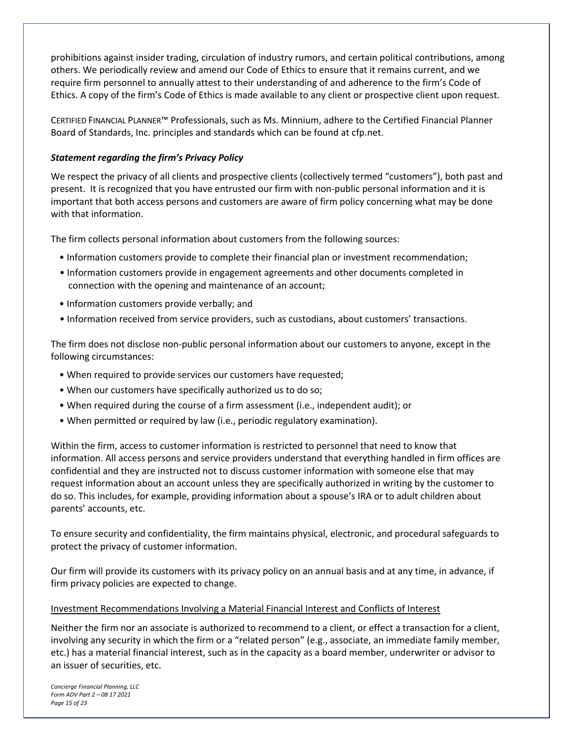prohibitions against insider trading, circulation of industry rumors, and certain political contributions, among others. We periodically review and amend our Code of Ethics to ensure that it remains current, and we require firm personnel to annually attest to their understanding of and adherence to the firm's Code of Ethics. A copy of the firm's Code of Ethics is made available to any client or prospective client upon request.

CERTIFIED FINANCIAL PLANNER™ Professionals, such as Ms. Minnium, adhere to the Certified Financial Planner Board of Standards, Inc. principles and standards which can be found at cfp.net.

***Statement regarding the firm's Privacy Policy***

We respect the privacy of all clients and prospective clients (collectively termed "customers"), both past and present. It is recognized that you have entrusted our firm with non-public personal information and it is important that both access persons and customers are aware of firm policy concerning what may be done with that information.

The firm collects personal information about customers from the following sources:

- Information customers provide to complete their financial plan or investment recommendation;
- Information customers provide in engagement agreements and other documents completed in connection with the opening and maintenance of an account;
- Information customers provide verbally; and
- Information received from service providers, such as custodians, about customers' transactions.

The firm does not disclose non-public personal information about our customers to anyone, except in the following circumstances:

- When required to provide services our customers have requested;
- When our customers have specifically authorized us to do so;
- When required during the course of a firm assessment (i.e., independent audit); or
- When permitted or required by law (i.e., periodic regulatory examination).

Within the firm, access to customer information is restricted to personnel that need to know that information. All access persons and service providers understand that everything handled in firm offices are confidential and they are instructed not to discuss customer information with someone else that may request information about an account unless they are specifically authorized in writing by the customer to do so. This includes, for example, providing information about a spouse's IRA or to adult children about parents' accounts, etc.

To ensure security and confidentiality, the firm maintains physical, electronic, and procedural safeguards to protect the privacy of customer information.

Our firm will provide its customers with its privacy policy on an annual basis and at any time, in advance, if firm privacy policies are expected to change.

<u>Investment Recommendations Involving a Material Financial Interest and Conflicts of Interest</u>

Neither the firm nor an associate is authorized to recommend to a client, or effect a transaction for a client, involving any security in which the firm or a "related person" (e.g., associate, an immediate family member, etc.) has a material financial interest, such as in the capacity as a board member, underwriter or advisor to an issuer of securities, etc.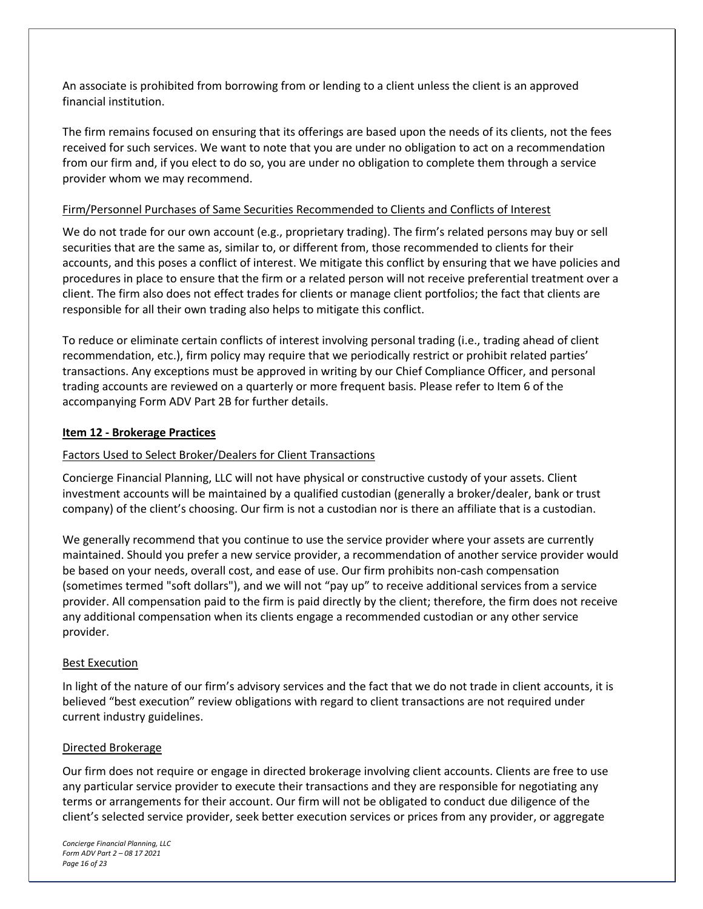An associate is prohibited from borrowing from or lending to a client unless the client is an approved financial institution.

The firm remains focused on ensuring that its offerings are based upon the needs of its clients, not the fees received for such services. We want to note that you are under no obligation to act on a recommendation from our firm and, if you elect to do so, you are under no obligation to complete them through a service provider whom we may recommend.

Firm/Personnel Purchases of Same Securities Recommended to Clients and Conflicts of Interest

We do not trade for our own account (e.g., proprietary trading). The firm's related persons may buy or sell securities that are the same as, similar to, or different from, those recommended to clients for their accounts, and this poses a conflict of interest. We mitigate this conflict by ensuring that we have policies and procedures in place to ensure that the firm or a related person will not receive preferential treatment over a client. The firm also does not effect trades for clients or manage client portfolios; the fact that clients are responsible for all their own trading also helps to mitigate this conflict.

To reduce or eliminate certain conflicts of interest involving personal trading (i.e., trading ahead of client recommendation, etc.), firm policy may require that we periodically restrict or prohibit related parties' transactions. Any exceptions must be approved in writing by our Chief Compliance Officer, and personal trading accounts are reviewed on a quarterly or more frequent basis. Please refer to Item 6 of the accompanying Form ADV Part 2B for further details.

## Item 12 - Brokerage Practices

Factors Used to Select Broker/Dealers for Client Transactions

Concierge Financial Planning, LLC will not have physical or constructive custody of your assets. Client investment accounts will be maintained by a qualified custodian (generally a broker/dealer, bank or trust company) of the client's choosing. Our firm is not a custodian nor is there an affiliate that is a custodian.

We generally recommend that you continue to use the service provider where your assets are currently maintained. Should you prefer a new service provider, a recommendation of another service provider would be based on your needs, overall cost, and ease of use. Our firm prohibits non-cash compensation (sometimes termed "soft dollars"), and we will not "pay up" to receive additional services from a service provider. All compensation paid to the firm is paid directly by the client; therefore, the firm does not receive any additional compensation when its clients engage a recommended custodian or any other service provider.

Best Execution

In light of the nature of our firm's advisory services and the fact that we do not trade in client accounts, it is believed "best execution" review obligations with regard to client transactions are not required under current industry guidelines.

Directed Brokerage

Our firm does not require or engage in directed brokerage involving client accounts. Clients are free to use any particular service provider to execute their transactions and they are responsible for negotiating any terms or arrangements for their account. Our firm will not be obligated to conduct due diligence of the client's selected service provider, seek better execution services or prices from any provider, or aggregate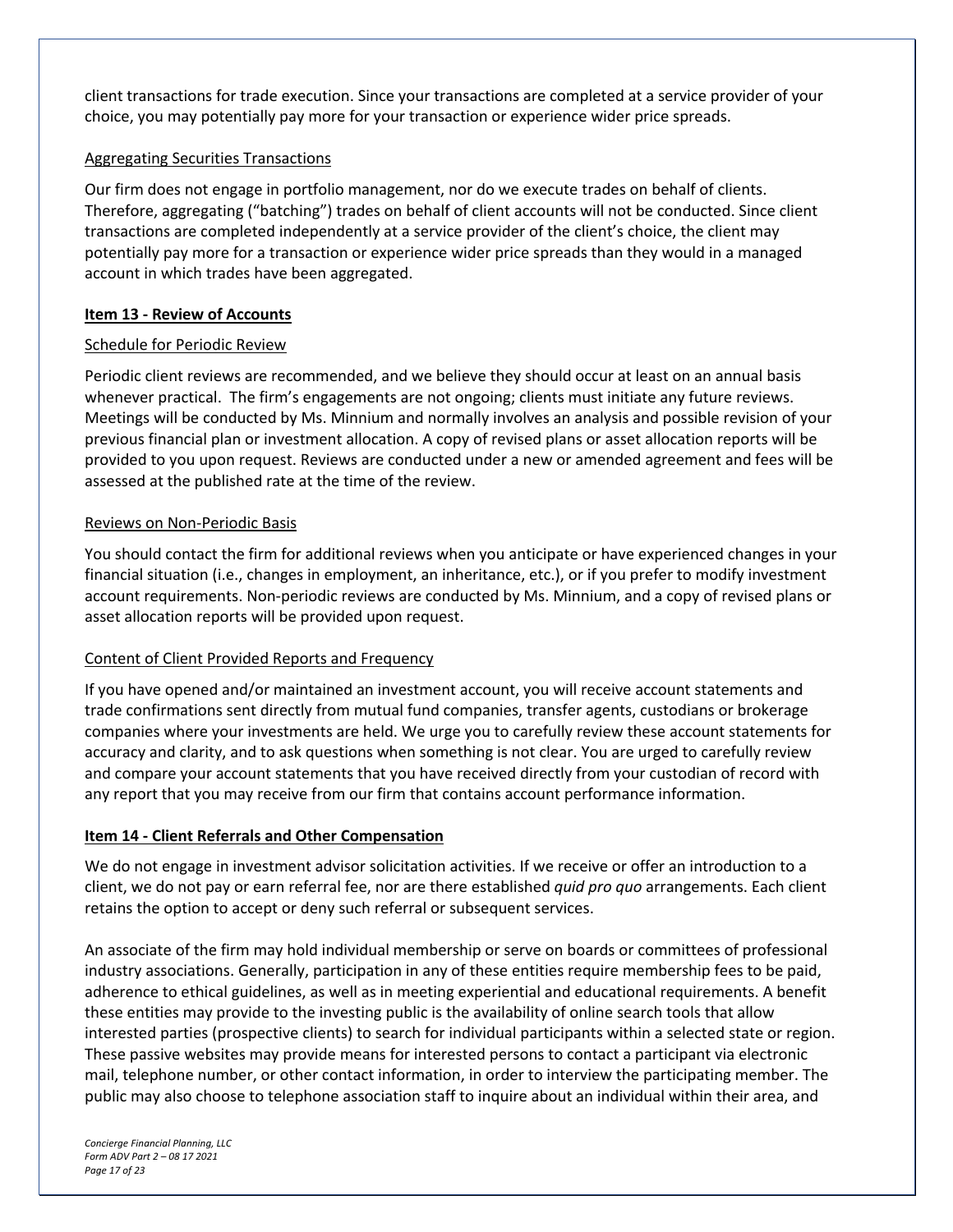client transactions for trade execution. Since your transactions are completed at a service provider of your choice, you may potentially pay more for your transaction or experience wider price spreads.

Aggregating Securities Transactions

Our firm does not engage in portfolio management, nor do we execute trades on behalf of clients. Therefore, aggregating ("batching") trades on behalf of client accounts will not be conducted. Since client transactions are completed independently at a service provider of the client's choice, the client may potentially pay more for a transaction or experience wider price spreads than they would in a managed account in which trades have been aggregated.

## Item 13 - Review of Accounts

Schedule for Periodic Review

Periodic client reviews are recommended, and we believe they should occur at least on an annual basis whenever practical. The firm's engagements are not ongoing; clients must initiate any future reviews. Meetings will be conducted by Ms. Minnium and normally involves an analysis and possible revision of your previous financial plan or investment allocation. A copy of revised plans or asset allocation reports will be provided to you upon request. Reviews are conducted under a new or amended agreement and fees will be assessed at the published rate at the time of the review.

Reviews on Non-Periodic Basis

You should contact the firm for additional reviews when you anticipate or have experienced changes in your financial situation (i.e., changes in employment, an inheritance, etc.), or if you prefer to modify investment account requirements. Non-periodic reviews are conducted by Ms. Minnium, and a copy of revised plans or asset allocation reports will be provided upon request.

Content of Client Provided Reports and Frequency

If you have opened and/or maintained an investment account, you will receive account statements and trade confirmations sent directly from mutual fund companies, transfer agents, custodians or brokerage companies where your investments are held. We urge you to carefully review these account statements for accuracy and clarity, and to ask questions when something is not clear. You are urged to carefully review and compare your account statements that you have received directly from your custodian of record with any report that you may receive from our firm that contains account performance information.

## Item 14 - Client Referrals and Other Compensation

We do not engage in investment advisor solicitation activities. If we receive or offer an introduction to a client, we do not pay or earn referral fee, nor are there established *quid pro quo* arrangements. Each client retains the option to accept or deny such referral or subsequent services.

An associate of the firm may hold individual membership or serve on boards or committees of professional industry associations. Generally, participation in any of these entities require membership fees to be paid, adherence to ethical guidelines, as well as in meeting experiential and educational requirements. A benefit these entities may provide to the investing public is the availability of online search tools that allow interested parties (prospective clients) to search for individual participants within a selected state or region. These passive websites may provide means for interested persons to contact a participant via electronic mail, telephone number, or other contact information, in order to interview the participating member. The public may also choose to telephone association staff to inquire about an individual within their area, and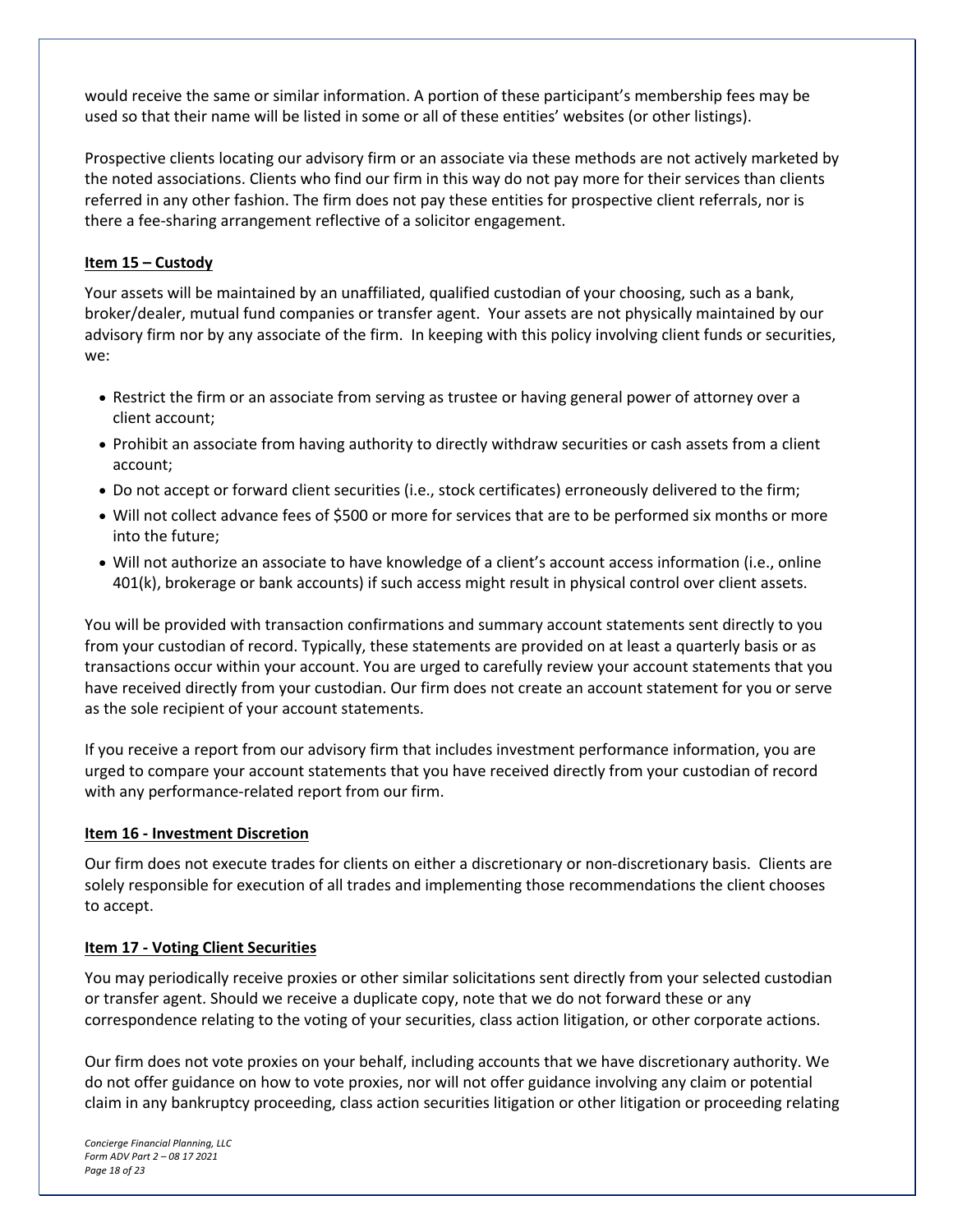would receive the same or similar information. A portion of these participant's membership fees may be used so that their name will be listed in some or all of these entities' websites (or other listings).

Prospective clients locating our advisory firm or an associate via these methods are not actively marketed by the noted associations. Clients who find our firm in this way do not pay more for their services than clients referred in any other fashion. The firm does not pay these entities for prospective client referrals, nor is there a fee-sharing arrangement reflective of a solicitor engagement.

## Item 15 – Custody

Your assets will be maintained by an unaffiliated, qualified custodian of your choosing, such as a bank, broker/dealer, mutual fund companies or transfer agent. Your assets are not physically maintained by our advisory firm nor by any associate of the firm. In keeping with this policy involving client funds or securities, we:

- Restrict the firm or an associate from serving as trustee or having general power of attorney over a client account;
- Prohibit an associate from having authority to directly withdraw securities or cash assets from a client account;
- Do not accept or forward client securities (i.e., stock certificates) erroneously delivered to the firm;
- Will not collect advance fees of $500 or more for services that are to be performed six months or more into the future;
- Will not authorize an associate to have knowledge of a client's account access information (i.e., online 401(k), brokerage or bank accounts) if such access might result in physical control over client assets.

You will be provided with transaction confirmations and summary account statements sent directly to you from your custodian of record. Typically, these statements are provided on at least a quarterly basis or as transactions occur within your account. You are urged to carefully review your account statements that you have received directly from your custodian. Our firm does not create an account statement for you or serve as the sole recipient of your account statements.

If you receive a report from our advisory firm that includes investment performance information, you are urged to compare your account statements that you have received directly from your custodian of record with any performance-related report from our firm.

## Item 16 - Investment Discretion

Our firm does not execute trades for clients on either a discretionary or non-discretionary basis. Clients are solely responsible for execution of all trades and implementing those recommendations the client chooses to accept.

## Item 17 - Voting Client Securities

You may periodically receive proxies or other similar solicitations sent directly from your selected custodian or transfer agent. Should we receive a duplicate copy, note that we do not forward these or any correspondence relating to the voting of your securities, class action litigation, or other corporate actions.

Our firm does not vote proxies on your behalf, including accounts that we have discretionary authority. We do not offer guidance on how to vote proxies, nor will not offer guidance involving any claim or potential claim in any bankruptcy proceeding, class action securities litigation or other litigation or proceeding relating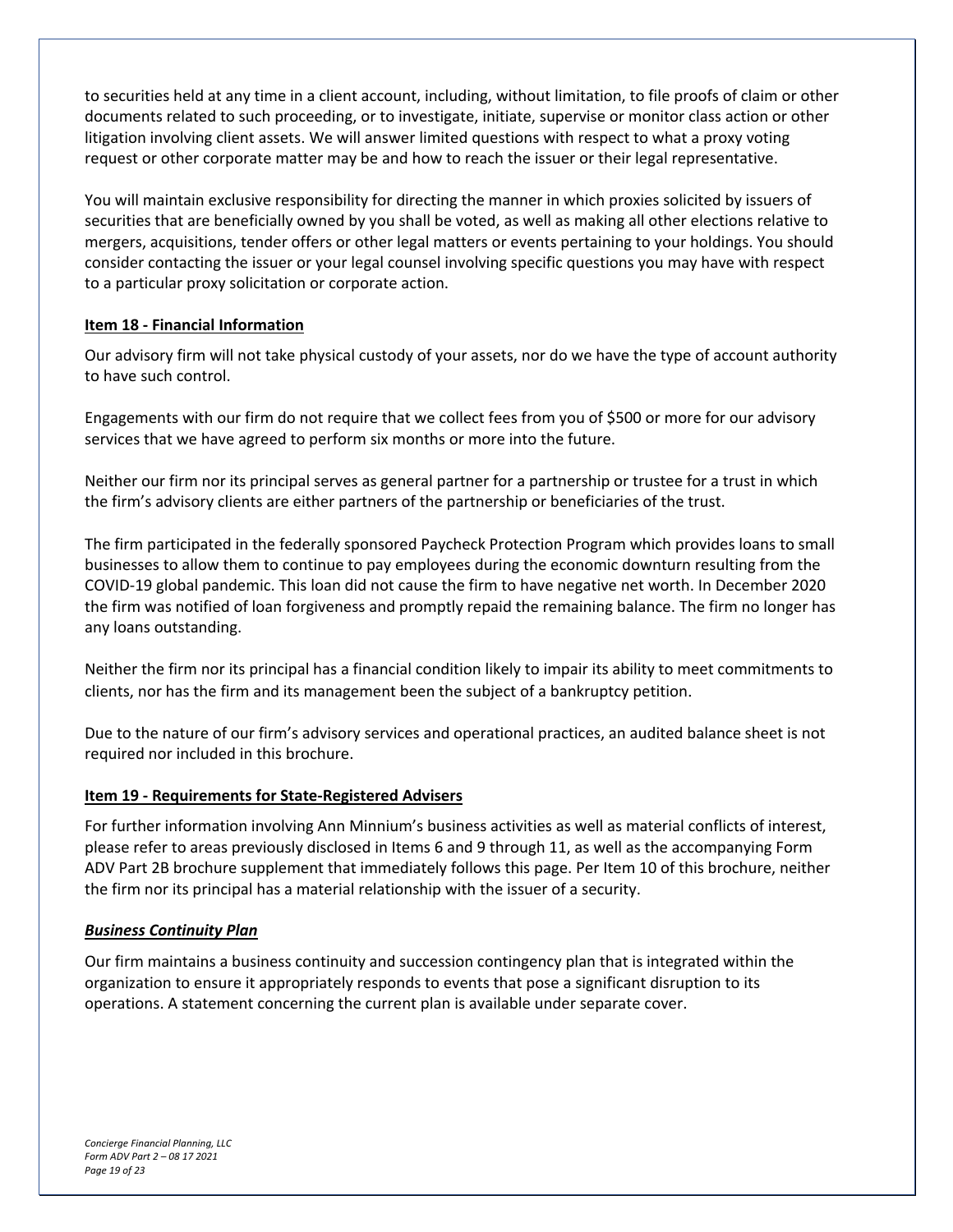to securities held at any time in a client account, including, without limitation, to file proofs of claim or other documents related to such proceeding, or to investigate, initiate, supervise or monitor class action or other litigation involving client assets. We will answer limited questions with respect to what a proxy voting request or other corporate matter may be and how to reach the issuer or their legal representative.

You will maintain exclusive responsibility for directing the manner in which proxies solicited by issuers of securities that are beneficially owned by you shall be voted, as well as making all other elections relative to mergers, acquisitions, tender offers or other legal matters or events pertaining to your holdings. You should consider contacting the issuer or your legal counsel involving specific questions you may have with respect to a particular proxy solicitation or corporate action.

## Item 18 - Financial Information

Our advisory firm will not take physical custody of your assets, nor do we have the type of account authority to have such control.

Engagements with our firm do not require that we collect fees from you of $500 or more for our advisory services that we have agreed to perform six months or more into the future.

Neither our firm nor its principal serves as general partner for a partnership or trustee for a trust in which the firm's advisory clients are either partners of the partnership or beneficiaries of the trust.

The firm participated in the federally sponsored Paycheck Protection Program which provides loans to small businesses to allow them to continue to pay employees during the economic downturn resulting from the COVID-19 global pandemic. This loan did not cause the firm to have negative net worth. In December 2020 the firm was notified of loan forgiveness and promptly repaid the remaining balance. The firm no longer has any loans outstanding.

Neither the firm nor its principal has a financial condition likely to impair its ability to meet commitments to clients, nor has the firm and its management been the subject of a bankruptcy petition.

Due to the nature of our firm's advisory services and operational practices, an audited balance sheet is not required nor included in this brochure.

## Item 19 - Requirements for State-Registered Advisers

For further information involving Ann Minnium's business activities as well as material conflicts of interest, please refer to areas previously disclosed in Items 6 and 9 through 11, as well as the accompanying Form ADV Part 2B brochure supplement that immediately follows this page. Per Item 10 of this brochure, neither the firm nor its principal has a material relationship with the issuer of a security.

### ***Business Continuity Plan***

Our firm maintains a business continuity and succession contingency plan that is integrated within the organization to ensure it appropriately responds to events that pose a significant disruption to its operations. A statement concerning the current plan is available under separate cover.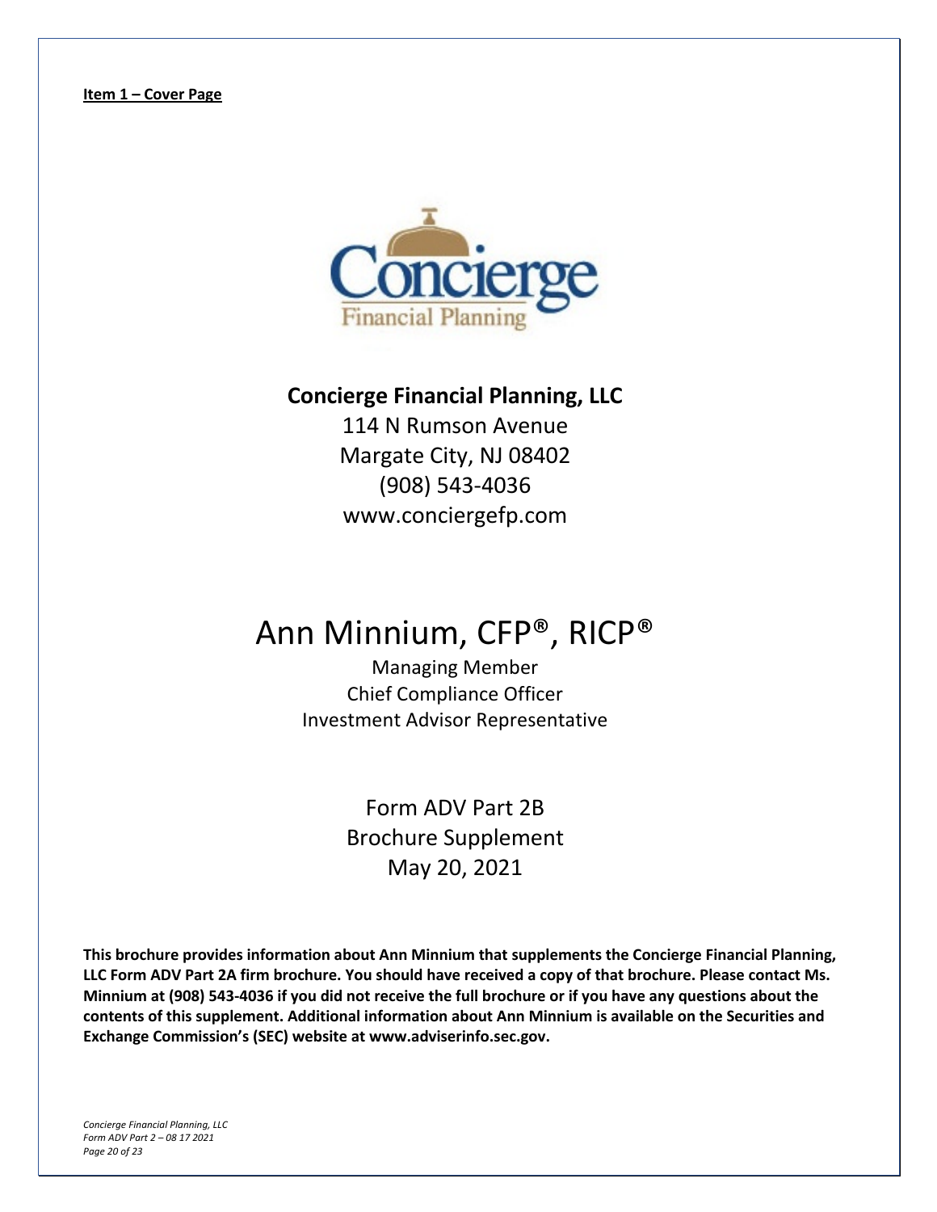**Item 1 – Cover Page**

**Concierge Financial Planning, LLC**

114 N Rumson Avenue
Margate City, NJ 08402
(908) 543-4036
www.conciergefp.com

# Ann Minnium, CFP®, RICP®

Managing Member
Chief Compliance Officer
Investment Advisor Representative

Form ADV Part 2B
Brochure Supplement
May 20, 2021

**This brochure provides information about Ann Minnium that supplements the Concierge Financial Planning, LLC Form ADV Part 2A firm brochure. You should have received a copy of that brochure. Please contact Ms. Minnium at (908) 543-4036 if you did not receive the full brochure or if you have any questions about the contents of this supplement. Additional information about Ann Minnium is available on the Securities and Exchange Commission's (SEC) website at www.adviserinfo.sec.gov.**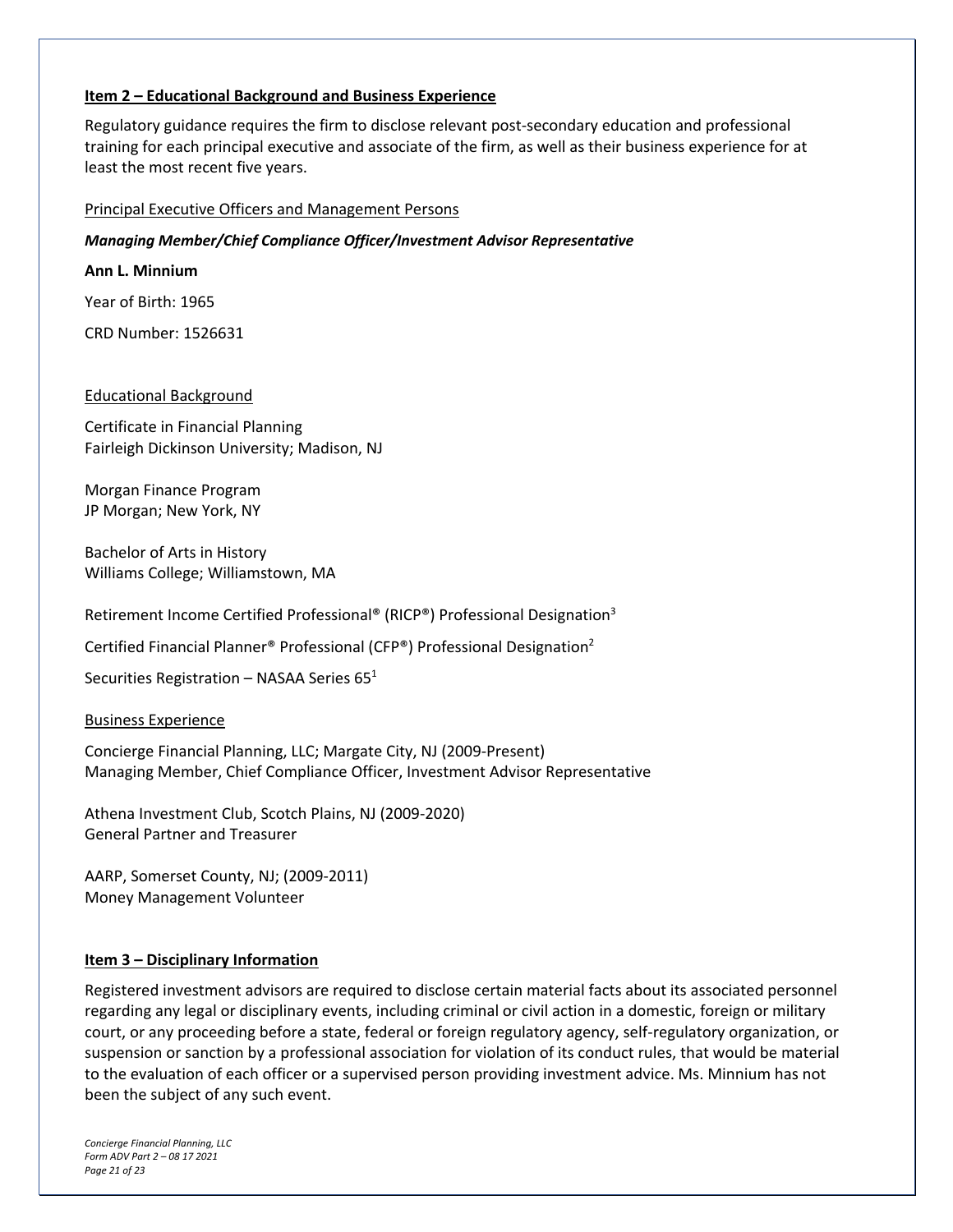**Item 2 – Educational Background and Business Experience**

Regulatory guidance requires the firm to disclose relevant post-secondary education and professional training for each principal executive and associate of the firm, as well as their business experience for at least the most recent five years.

Principal Executive Officers and Management Persons

***Managing Member/Chief Compliance Officer/Investment Advisor Representative***

**Ann L. Minnium**

Year of Birth: 1965

CRD Number: 1526631

Educational Background

Certificate in Financial Planning
Fairleigh Dickinson University; Madison, NJ

Morgan Finance Program
JP Morgan; New York, NY

Bachelor of Arts in History
Williams College; Williamstown, MA

Retirement Income Certified Professional® (RICP®) Professional Designation[3]

Certified Financial Planner® Professional (CFP®) Professional Designation[2]

Securities Registration – NASAA Series 65[1]

Business Experience

Concierge Financial Planning, LLC; Margate City, NJ (2009-Present)
Managing Member, Chief Compliance Officer, Investment Advisor Representative

Athena Investment Club, Scotch Plains, NJ (2009-2020)
General Partner and Treasurer

AARP, Somerset County, NJ; (2009-2011)
Money Management Volunteer

**Item 3 – Disciplinary Information**

Registered investment advisors are required to disclose certain material facts about its associated personnel regarding any legal or disciplinary events, including criminal or civil action in a domestic, foreign or military court, or any proceeding before a state, federal or foreign regulatory agency, self-regulatory organization, or suspension or sanction by a professional association for violation of its conduct rules, that would be material to the evaluation of each officer or a supervised person providing investment advice. Ms. Minnium has not been the subject of any such event.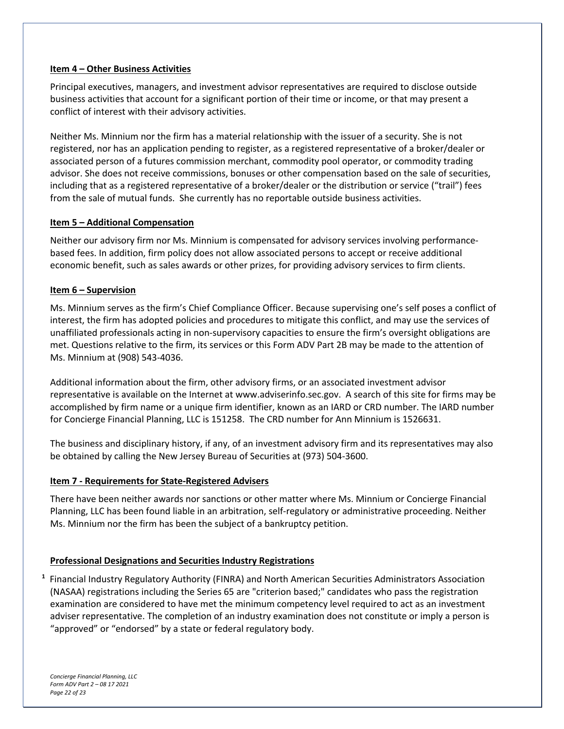**Item 4 – Other Business Activities**

Principal executives, managers, and investment advisor representatives are required to disclose outside business activities that account for a significant portion of their time or income, or that may present a conflict of interest with their advisory activities.

Neither Ms. Minnium nor the firm has a material relationship with the issuer of a security. She is not registered, nor has an application pending to register, as a registered representative of a broker/dealer or associated person of a futures commission merchant, commodity pool operator, or commodity trading advisor. She does not receive commissions, bonuses or other compensation based on the sale of securities, including that as a registered representative of a broker/dealer or the distribution or service ("trail") fees from the sale of mutual funds. She currently has no reportable outside business activities.

**Item 5 – Additional Compensation**

Neither our advisory firm nor Ms. Minnium is compensated for advisory services involving performance-based fees. In addition, firm policy does not allow associated persons to accept or receive additional economic benefit, such as sales awards or other prizes, for providing advisory services to firm clients.

**Item 6 – Supervision**

Ms. Minnium serves as the firm's Chief Compliance Officer. Because supervising one's self poses a conflict of interest, the firm has adopted policies and procedures to mitigate this conflict, and may use the services of unaffiliated professionals acting in non-supervisory capacities to ensure the firm's oversight obligations are met. Questions relative to the firm, its services or this Form ADV Part 2B may be made to the attention of Ms. Minnium at (908) 543-4036.

Additional information about the firm, other advisory firms, or an associated investment advisor representative is available on the Internet at www.adviserinfo.sec.gov. A search of this site for firms may be accomplished by firm name or a unique firm identifier, known as an IARD or CRD number. The IARD number for Concierge Financial Planning, LLC is 151258. The CRD number for Ann Minnium is 1526631.

The business and disciplinary history, if any, of an investment advisory firm and its representatives may also be obtained by calling the New Jersey Bureau of Securities at (973) 504-3600.

**Item 7 - Requirements for State-Registered Advisers**

There have been neither awards nor sanctions or other matter where Ms. Minnium or Concierge Financial Planning, LLC has been found liable in an arbitration, self-regulatory or administrative proceeding. Neither Ms. Minnium nor the firm has been the subject of a bankruptcy petition.

**Professional Designations and Securities Industry Registrations**

[1] Financial Industry Regulatory Authority (FINRA) and North American Securities Administrators Association (NASAA) registrations including the Series 65 are "criterion based;" candidates who pass the registration examination are considered to have met the minimum competency level required to act as an investment adviser representative. The completion of an industry examination does not constitute or imply a person is "approved" or "endorsed" by a state or federal regulatory body.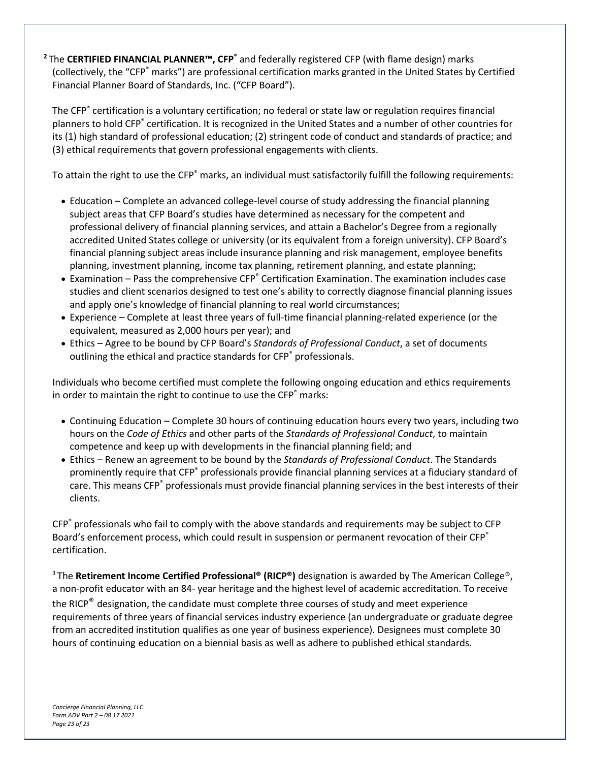[2] The **CERTIFIED FINANCIAL PLANNER™, CFP®** and federally registered CFP (with flame design) marks (collectively, the "CFP® marks") are professional certification marks granted in the United States by Certified Financial Planner Board of Standards, Inc. ("CFP Board").

The CFP® certification is a voluntary certification; no federal or state law or regulation requires financial planners to hold CFP® certification. It is recognized in the United States and a number of other countries for its (1) high standard of professional education; (2) stringent code of conduct and standards of practice; and (3) ethical requirements that govern professional engagements with clients.

To attain the right to use the CFP® marks, an individual must satisfactorily fulfill the following requirements:

- Education – Complete an advanced college-level course of study addressing the financial planning subject areas that CFP Board's studies have determined as necessary for the competent and professional delivery of financial planning services, and attain a Bachelor's Degree from a regionally accredited United States college or university (or its equivalent from a foreign university). CFP Board's financial planning subject areas include insurance planning and risk management, employee benefits planning, investment planning, income tax planning, retirement planning, and estate planning;
- Examination – Pass the comprehensive CFP® Certification Examination. The examination includes case studies and client scenarios designed to test one's ability to correctly diagnose financial planning issues and apply one's knowledge of financial planning to real world circumstances;
- Experience – Complete at least three years of full-time financial planning-related experience (or the equivalent, measured as 2,000 hours per year); and
- Ethics – Agree to be bound by CFP Board's *Standards of Professional Conduct*, a set of documents outlining the ethical and practice standards for CFP® professionals.

Individuals who become certified must complete the following ongoing education and ethics requirements in order to maintain the right to continue to use the CFP® marks:

- Continuing Education – Complete 30 hours of continuing education hours every two years, including two hours on the *Code of Ethics* and other parts of the *Standards of Professional Conduct*, to maintain competence and keep up with developments in the financial planning field; and
- Ethics – Renew an agreement to be bound by the *Standards of Professional Conduct*. The Standards prominently require that CFP® professionals provide financial planning services at a fiduciary standard of care. This means CFP® professionals must provide financial planning services in the best interests of their clients.

CFP® professionals who fail to comply with the above standards and requirements may be subject to CFP Board's enforcement process, which could result in suspension or permanent revocation of their CFP® certification.

[3] The **Retirement Income Certified Professional® (RICP®)** designation is awarded by The American College®, a non-profit educator with an 84- year heritage and the highest level of academic accreditation. To receive the RICP® designation, the candidate must complete three courses of study and meet experience requirements of three years of financial services industry experience (an undergraduate or graduate degree from an accredited institution qualifies as one year of business experience). Designees must complete 30 hours of continuing education on a biennial basis as well as adhere to published ethical standards.